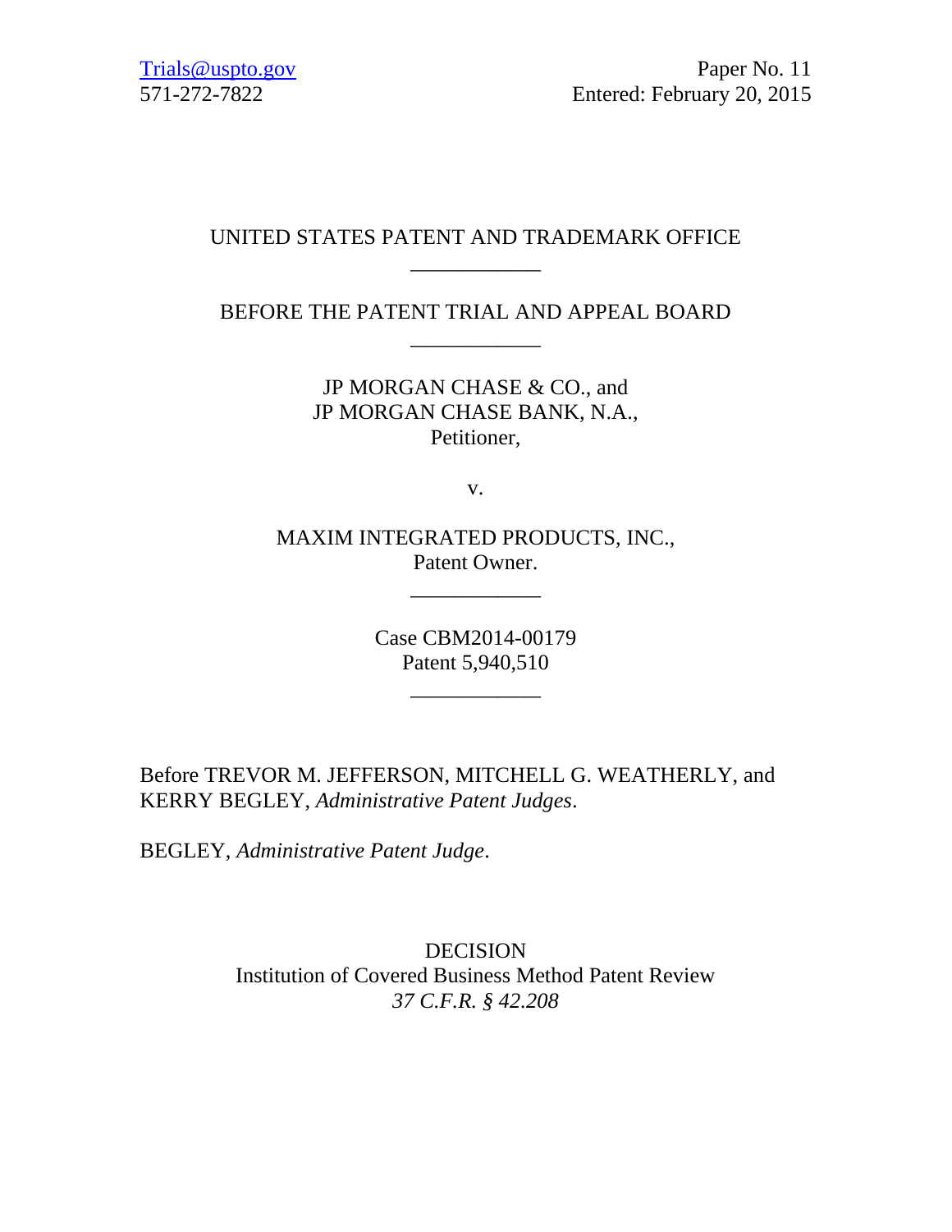Trials@uspto.gov
571-272-7822

Paper No. 11
Entered: February 20, 2015

UNITED STATES PATENT AND TRADEMARK OFFICE

____________

BEFORE THE PATENT TRIAL AND APPEAL BOARD

____________

JP MORGAN CHASE & CO., and
JP MORGAN CHASE BANK, N.A.,
Petitioner,

v.

MAXIM INTEGRATED PRODUCTS, INC.,
Patent Owner.

____________

Case CBM2014-00179
Patent 5,940,510

____________

Before TREVOR M. JEFFERSON, MITCHELL G. WEATHERLY, and KERRY BEGLEY, *Administrative Patent Judges*.

BEGLEY, *Administrative Patent Judge*.

DECISION
Institution of Covered Business Method Patent Review
*37 C.F.R. § 42.208*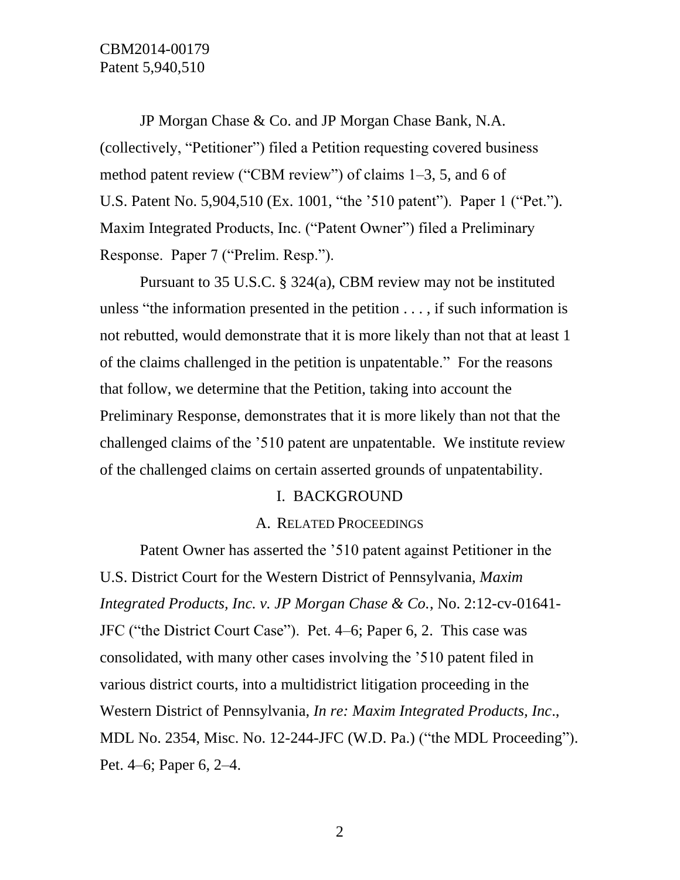JP Morgan Chase & Co. and JP Morgan Chase Bank, N.A. (collectively, "Petitioner") filed a Petition requesting covered business method patent review ("CBM review") of claims 1–3, 5, and 6 of U.S. Patent No. 5,904,510 (Ex. 1001, "the '510 patent"). Paper 1 ("Pet."). Maxim Integrated Products, Inc. ("Patent Owner") filed a Preliminary Response. Paper 7 ("Prelim. Resp.").

Pursuant to 35 U.S.C. § 324(a), CBM review may not be instituted unless "the information presented in the petition . . . , if such information is not rebutted, would demonstrate that it is more likely than not that at least 1 of the claims challenged in the petition is unpatentable." For the reasons that follow, we determine that the Petition, taking into account the Preliminary Response, demonstrates that it is more likely than not that the challenged claims of the '510 patent are unpatentable. We institute review of the challenged claims on certain asserted grounds of unpatentability.

# I. BACKGROUND

## A. RELATED PROCEEDINGS

Patent Owner has asserted the '510 patent against Petitioner in the U.S. District Court for the Western District of Pennsylvania, *Maxim Integrated Products, Inc. v. JP Morgan Chase & Co.*, No. 2:12-cv-01641-JFC ("the District Court Case"). Pet. 4–6; Paper 6, 2. This case was consolidated, with many other cases involving the '510 patent filed in various district courts, into a multidistrict litigation proceeding in the Western District of Pennsylvania, *In re: Maxim Integrated Products, Inc*., MDL No. 2354, Misc. No. 12-244-JFC (W.D. Pa.) ("the MDL Proceeding"). Pet. 4–6; Paper 6, 2–4.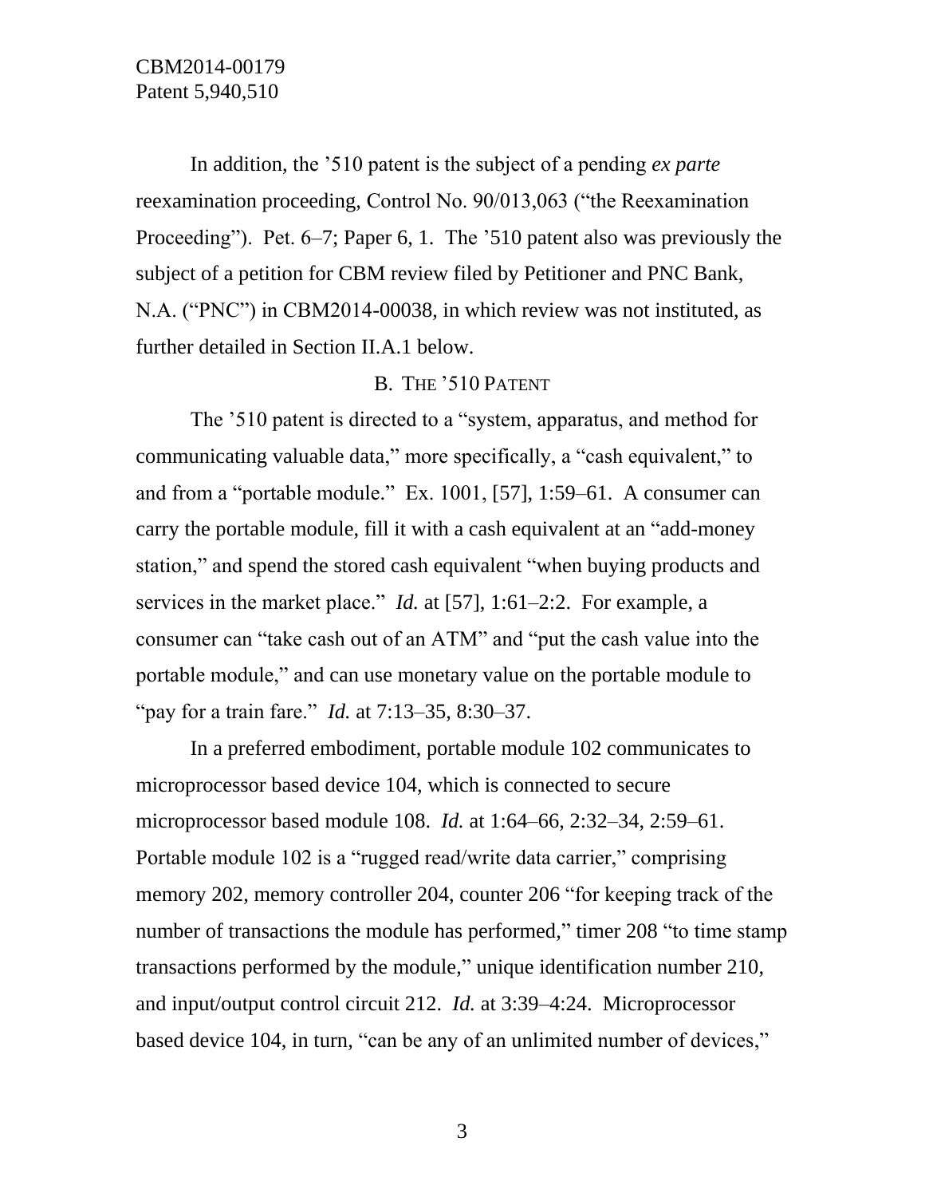In addition, the ’510 patent is the subject of a pending *ex parte* reexamination proceeding, Control No. 90/013,063 (“the Reexamination Proceeding”). Pet. 6–7; Paper 6, 1. The ’510 patent also was previously the subject of a petition for CBM review filed by Petitioner and PNC Bank, N.A. (“PNC”) in CBM2014-00038, in which review was not instituted, as further detailed in Section II.A.1 below.

## B. THE ’510 PATENT

The ’510 patent is directed to a “system, apparatus, and method for communicating valuable data,” more specifically, a “cash equivalent,” to and from a “portable module.” Ex. 1001, [57], 1:59–61. A consumer can carry the portable module, fill it with a cash equivalent at an “add-money station,” and spend the stored cash equivalent “when buying products and services in the market place.” *Id.* at [57], 1:61–2:2. For example, a consumer can “take cash out of an ATM” and “put the cash value into the portable module,” and can use monetary value on the portable module to “pay for a train fare.” *Id.* at 7:13–35, 8:30–37.

In a preferred embodiment, portable module 102 communicates to microprocessor based device 104, which is connected to secure microprocessor based module 108. *Id.* at 1:64–66, 2:32–34, 2:59–61. Portable module 102 is a “rugged read/write data carrier,” comprising memory 202, memory controller 204, counter 206 “for keeping track of the number of transactions the module has performed,” timer 208 “to time stamp transactions performed by the module,” unique identification number 210, and input/output control circuit 212. *Id.* at 3:39–4:24. Microprocessor based device 104, in turn, “can be any of an unlimited number of devices,”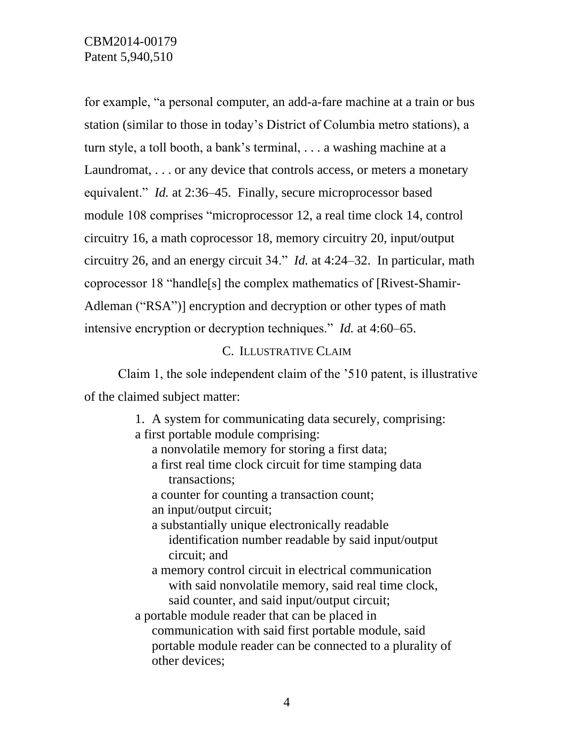for example, "a personal computer, an add-a-fare machine at a train or bus station (similar to those in today's District of Columbia metro stations), a turn style, a toll booth, a bank's terminal, . . . a washing machine at a Laundromat, . . . or any device that controls access, or meters a monetary equivalent." *Id.* at 2:36–45. Finally, secure microprocessor based module 108 comprises "microprocessor 12, a real time clock 14, control circuitry 16, a math coprocessor 18, memory circuitry 20, input/output circuitry 26, and an energy circuit 34." *Id.* at 4:24–32. In particular, math coprocessor 18 "handle[s] the complex mathematics of [Rivest-Shamir-Adleman ("RSA")] encryption and decryption or other types of math intensive encryption or decryption techniques." *Id.* at 4:60–65.

### C. ILLUSTRATIVE CLAIM

Claim 1, the sole independent claim of the '510 patent, is illustrative of the claimed subject matter:

> 1. A system for communicating data securely, comprising:
> a first portable module comprising:
>     a nonvolatile memory for storing a first data;
>     a first real time clock circuit for time stamping data transactions;
>     a counter for counting a transaction count;
>     an input/output circuit;
>     a substantially unique electronically readable identification number readable by said input/output circuit; and
>     a memory control circuit in electrical communication with said nonvolatile memory, said real time clock, said counter, and said input/output circuit;
> a portable module reader that can be placed in communication with said first portable module, said portable module reader can be connected to a plurality of other devices;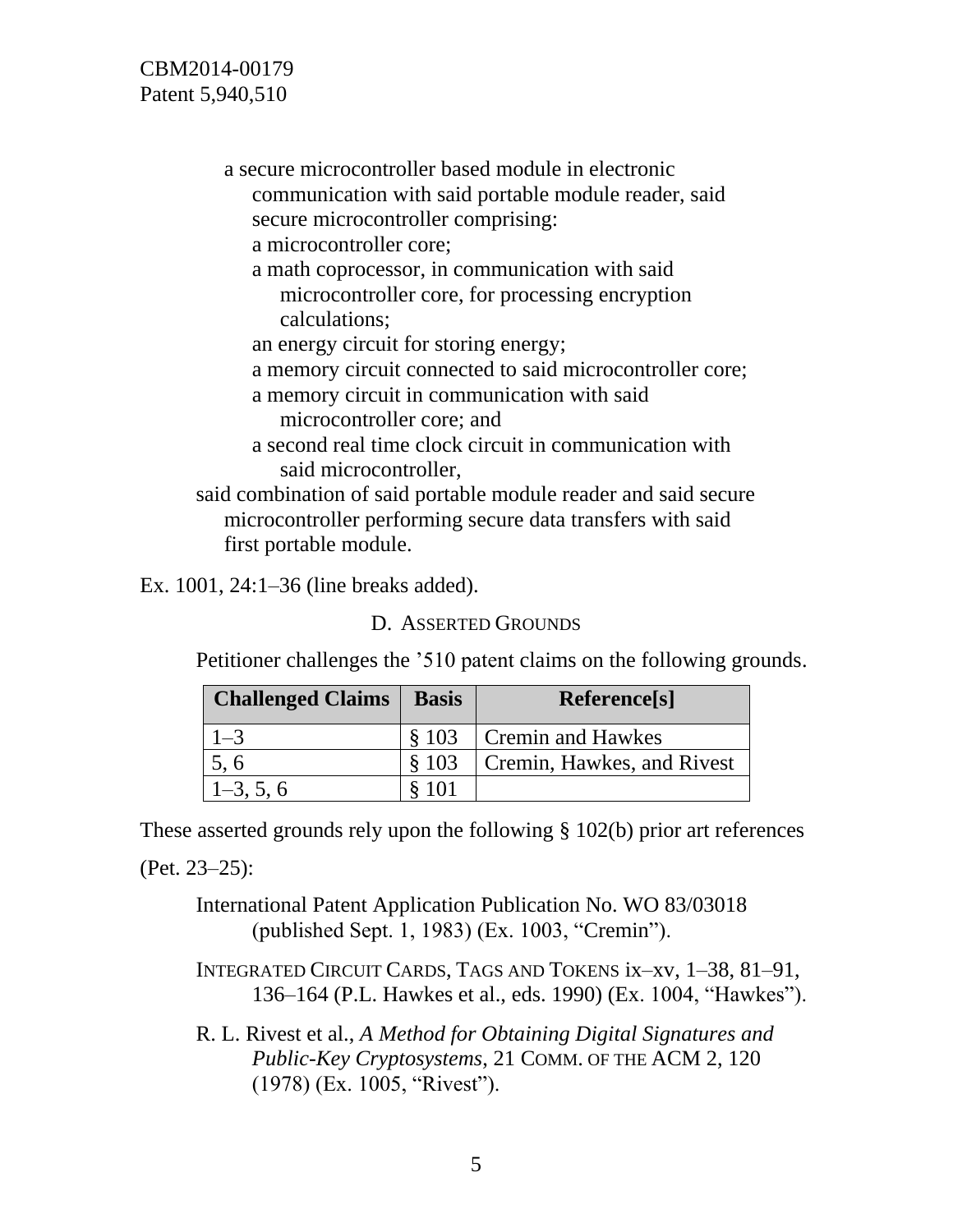a secure microcontroller based module in electronic communication with said portable module reader, said secure microcontroller comprising:

a microcontroller core;

a math coprocessor, in communication with said microcontroller core, for processing encryption calculations;

an energy circuit for storing energy;

a memory circuit connected to said microcontroller core;

a memory circuit in communication with said microcontroller core; and

a second real time clock circuit in communication with said microcontroller,

said combination of said portable module reader and said secure microcontroller performing secure data transfers with said first portable module.

Ex. 1001, 24:1–36 (line breaks added).

### D. ASSERTED GROUNDS

Petitioner challenges the '510 patent claims on the following grounds.

| Challenged Claims | Basis | Reference[s] |
|---|---|---|
| 1–3 | § 103 | Cremin and Hawkes |
| 5, 6 | § 103 | Cremin, Hawkes, and Rivest |
| 1–3, 5, 6 | § 101 | |

These asserted grounds rely upon the following § 102(b) prior art references (Pet. 23–25):

International Patent Application Publication No. WO 83/03018 (published Sept. 1, 1983) (Ex. 1003, "Cremin").

INTEGRATED CIRCUIT CARDS, TAGS AND TOKENS ix–xv, 1–38, 81–91, 136–164 (P.L. Hawkes et al., eds. 1990) (Ex. 1004, "Hawkes").

R. L. Rivest et al., *A Method for Obtaining Digital Signatures and Public-Key Cryptosystems*, 21 COMM. OF THE ACM 2, 120 (1978) (Ex. 1005, "Rivest").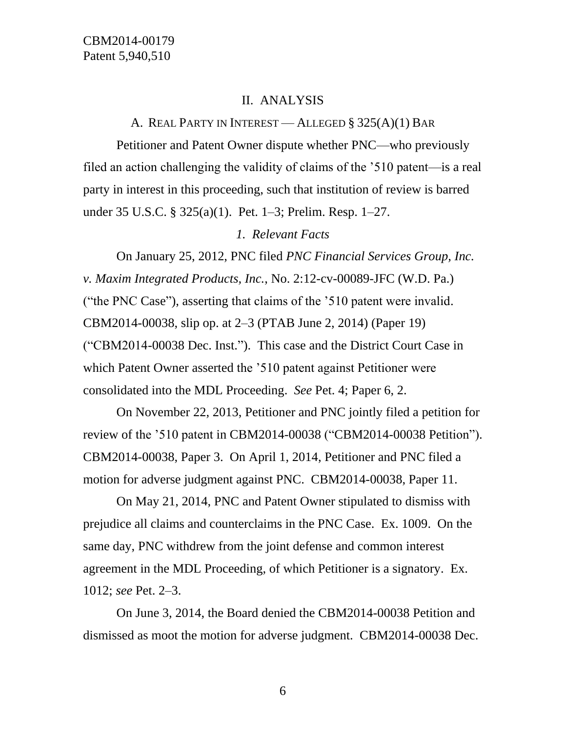## II. ANALYSIS

### A. REAL PARTY IN INTEREST — ALLEGED § 325(A)(1) BAR

Petitioner and Patent Owner dispute whether PNC—who previously filed an action challenging the validity of claims of the '510 patent—is a real party in interest in this proceeding, such that institution of review is barred under 35 U.S.C. § 325(a)(1). Pet. 1–3; Prelim. Resp. 1–27.

#### *1. Relevant Facts*

On January 25, 2012, PNC filed *PNC Financial Services Group, Inc. v. Maxim Integrated Products, Inc.*, No. 2:12-cv-00089-JFC (W.D. Pa.) ("the PNC Case"), asserting that claims of the '510 patent were invalid. CBM2014-00038, slip op. at 2–3 (PTAB June 2, 2014) (Paper 19) ("CBM2014-00038 Dec. Inst."). This case and the District Court Case in which Patent Owner asserted the '510 patent against Petitioner were consolidated into the MDL Proceeding. *See* Pet. 4; Paper 6, 2.

On November 22, 2013, Petitioner and PNC jointly filed a petition for review of the '510 patent in CBM2014-00038 ("CBM2014-00038 Petition"). CBM2014-00038, Paper 3. On April 1, 2014, Petitioner and PNC filed a motion for adverse judgment against PNC. CBM2014-00038, Paper 11.

On May 21, 2014, PNC and Patent Owner stipulated to dismiss with prejudice all claims and counterclaims in the PNC Case. Ex. 1009. On the same day, PNC withdrew from the joint defense and common interest agreement in the MDL Proceeding, of which Petitioner is a signatory. Ex. 1012; *see* Pet. 2–3.

On June 3, 2014, the Board denied the CBM2014-00038 Petition and dismissed as moot the motion for adverse judgment. CBM2014-00038 Dec.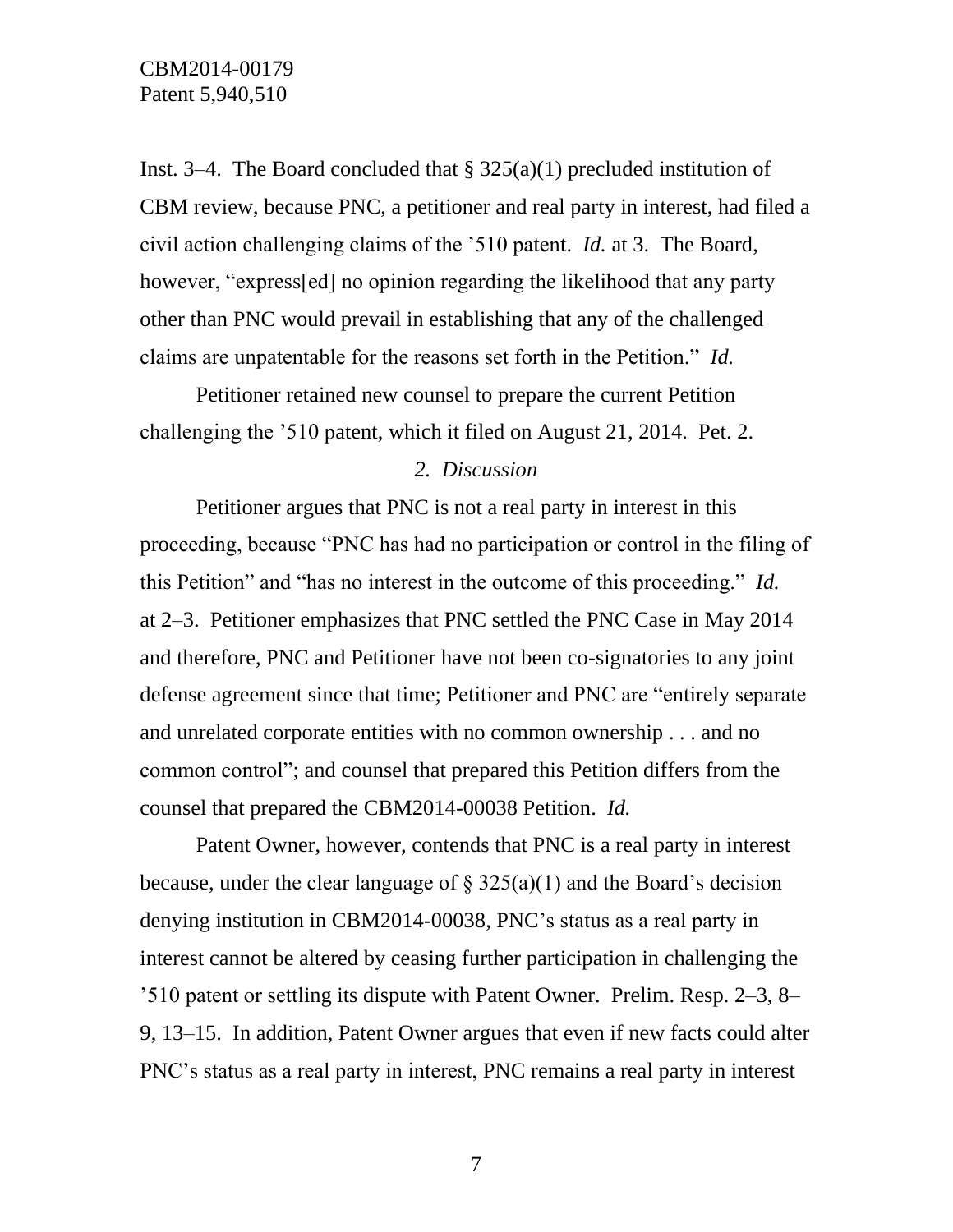Inst. 3–4. The Board concluded that § 325(a)(1) precluded institution of CBM review, because PNC, a petitioner and real party in interest, had filed a civil action challenging claims of the ’510 patent. *Id.* at 3. The Board, however, “express[ed] no opinion regarding the likelihood that any party other than PNC would prevail in establishing that any of the challenged claims are unpatentable for the reasons set forth in the Petition.” *Id.*

Petitioner retained new counsel to prepare the current Petition challenging the ’510 patent, which it filed on August 21, 2014. Pet. 2.

*2. Discussion*

Petitioner argues that PNC is not a real party in interest in this proceeding, because “PNC has had no participation or control in the filing of this Petition” and “has no interest in the outcome of this proceeding.” *Id.* at 2–3. Petitioner emphasizes that PNC settled the PNC Case in May 2014 and therefore, PNC and Petitioner have not been co-signatories to any joint defense agreement since that time; Petitioner and PNC are “entirely separate and unrelated corporate entities with no common ownership . . . and no common control”; and counsel that prepared this Petition differs from the counsel that prepared the CBM2014-00038 Petition. *Id.*

Patent Owner, however, contends that PNC is a real party in interest because, under the clear language of § 325(a)(1) and the Board’s decision denying institution in CBM2014-00038, PNC’s status as a real party in interest cannot be altered by ceasing further participation in challenging the ’510 patent or settling its dispute with Patent Owner. Prelim. Resp. 2–3, 8–9, 13–15. In addition, Patent Owner argues that even if new facts could alter PNC’s status as a real party in interest, PNC remains a real party in interest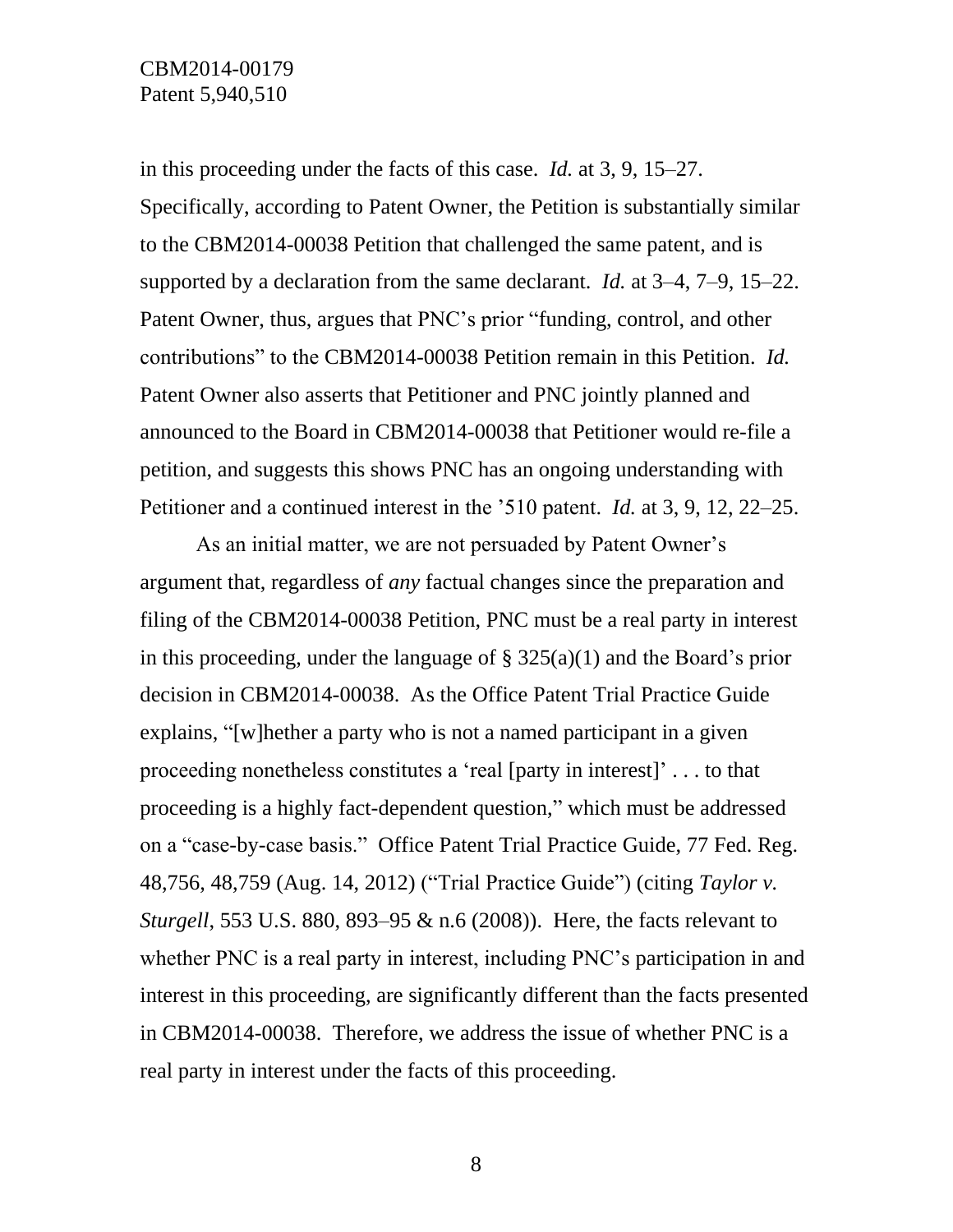in this proceeding under the facts of this case. *Id.* at 3, 9, 15–27. Specifically, according to Patent Owner, the Petition is substantially similar to the CBM2014-00038 Petition that challenged the same patent, and is supported by a declaration from the same declarant. *Id.* at 3–4, 7–9, 15–22. Patent Owner, thus, argues that PNC's prior "funding, control, and other contributions" to the CBM2014-00038 Petition remain in this Petition. *Id.* Patent Owner also asserts that Petitioner and PNC jointly planned and announced to the Board in CBM2014-00038 that Petitioner would re-file a petition, and suggests this shows PNC has an ongoing understanding with Petitioner and a continued interest in the '510 patent. *Id.* at 3, 9, 12, 22–25.

As an initial matter, we are not persuaded by Patent Owner's argument that, regardless of *any* factual changes since the preparation and filing of the CBM2014-00038 Petition, PNC must be a real party in interest in this proceeding, under the language of § 325(a)(1) and the Board's prior decision in CBM2014-00038. As the Office Patent Trial Practice Guide explains, "[w]hether a party who is not a named participant in a given proceeding nonetheless constitutes a 'real [party in interest]' . . . to that proceeding is a highly fact-dependent question," which must be addressed on a "case-by-case basis." Office Patent Trial Practice Guide, 77 Fed. Reg. 48,756, 48,759 (Aug. 14, 2012) ("Trial Practice Guide") (citing *Taylor v. Sturgell*, 553 U.S. 880, 893–95 & n.6 (2008)). Here, the facts relevant to whether PNC is a real party in interest, including PNC's participation in and interest in this proceeding, are significantly different than the facts presented in CBM2014-00038. Therefore, we address the issue of whether PNC is a real party in interest under the facts of this proceeding.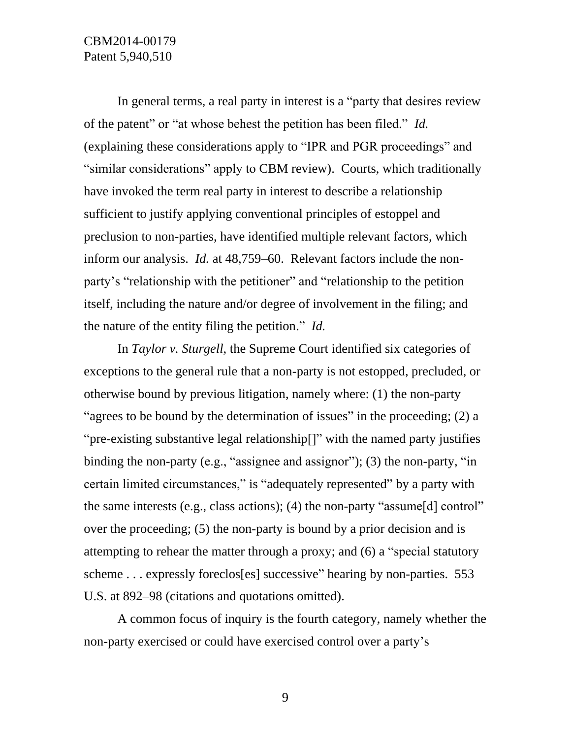In general terms, a real party in interest is a "party that desires review of the patent" or "at whose behest the petition has been filed." *Id.* (explaining these considerations apply to "IPR and PGR proceedings" and "similar considerations" apply to CBM review). Courts, which traditionally have invoked the term real party in interest to describe a relationship sufficient to justify applying conventional principles of estoppel and preclusion to non-parties, have identified multiple relevant factors, which inform our analysis. *Id.* at 48,759–60. Relevant factors include the non-party's "relationship with the petitioner" and "relationship to the petition itself, including the nature and/or degree of involvement in the filing; and the nature of the entity filing the petition." *Id.*

In *Taylor v. Sturgell*, the Supreme Court identified six categories of exceptions to the general rule that a non-party is not estopped, precluded, or otherwise bound by previous litigation, namely where: (1) the non-party "agrees to be bound by the determination of issues" in the proceeding; (2) a "pre-existing substantive legal relationship[]" with the named party justifies binding the non-party (e.g., "assignee and assignor"); (3) the non-party, "in certain limited circumstances," is "adequately represented" by a party with the same interests (e.g., class actions); (4) the non-party "assume[d] control" over the proceeding; (5) the non-party is bound by a prior decision and is attempting to rehear the matter through a proxy; and (6) a "special statutory scheme . . . expressly foreclos[es] successive" hearing by non-parties. 553 U.S. at 892–98 (citations and quotations omitted).

A common focus of inquiry is the fourth category, namely whether the non-party exercised or could have exercised control over a party's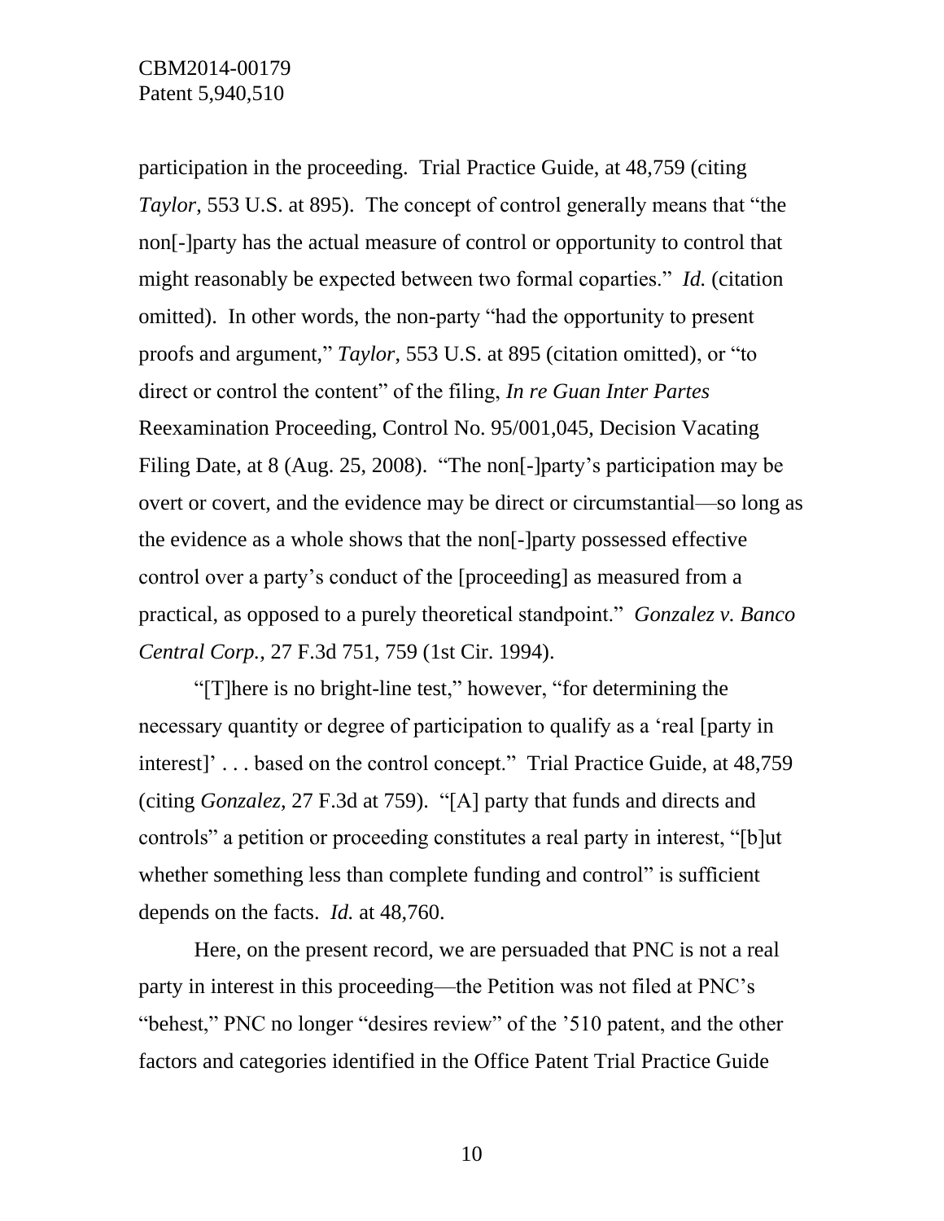participation in the proceeding. Trial Practice Guide, at 48,759 (citing *Taylor*, 553 U.S. at 895). The concept of control generally means that "the non[-]party has the actual measure of control or opportunity to control that might reasonably be expected between two formal coparties." *Id.* (citation omitted). In other words, the non-party "had the opportunity to present proofs and argument," *Taylor*, 553 U.S. at 895 (citation omitted), or "to direct or control the content" of the filing, *In re Guan Inter Partes* Reexamination Proceeding, Control No. 95/001,045, Decision Vacating Filing Date, at 8 (Aug. 25, 2008). "The non[-]party's participation may be overt or covert, and the evidence may be direct or circumstantial—so long as the evidence as a whole shows that the non[-]party possessed effective control over a party's conduct of the [proceeding] as measured from a practical, as opposed to a purely theoretical standpoint." *Gonzalez v. Banco Central Corp.*, 27 F.3d 751, 759 (1st Cir. 1994).

"[T]here is no bright-line test," however, "for determining the necessary quantity or degree of participation to qualify as a 'real [party in interest]' . . . based on the control concept." Trial Practice Guide, at 48,759 (citing *Gonzalez*, 27 F.3d at 759). "[A] party that funds and directs and controls" a petition or proceeding constitutes a real party in interest, "[b]ut whether something less than complete funding and control" is sufficient depends on the facts. *Id.* at 48,760.

Here, on the present record, we are persuaded that PNC is not a real party in interest in this proceeding—the Petition was not filed at PNC's "behest," PNC no longer "desires review" of the '510 patent, and the other factors and categories identified in the Office Patent Trial Practice Guide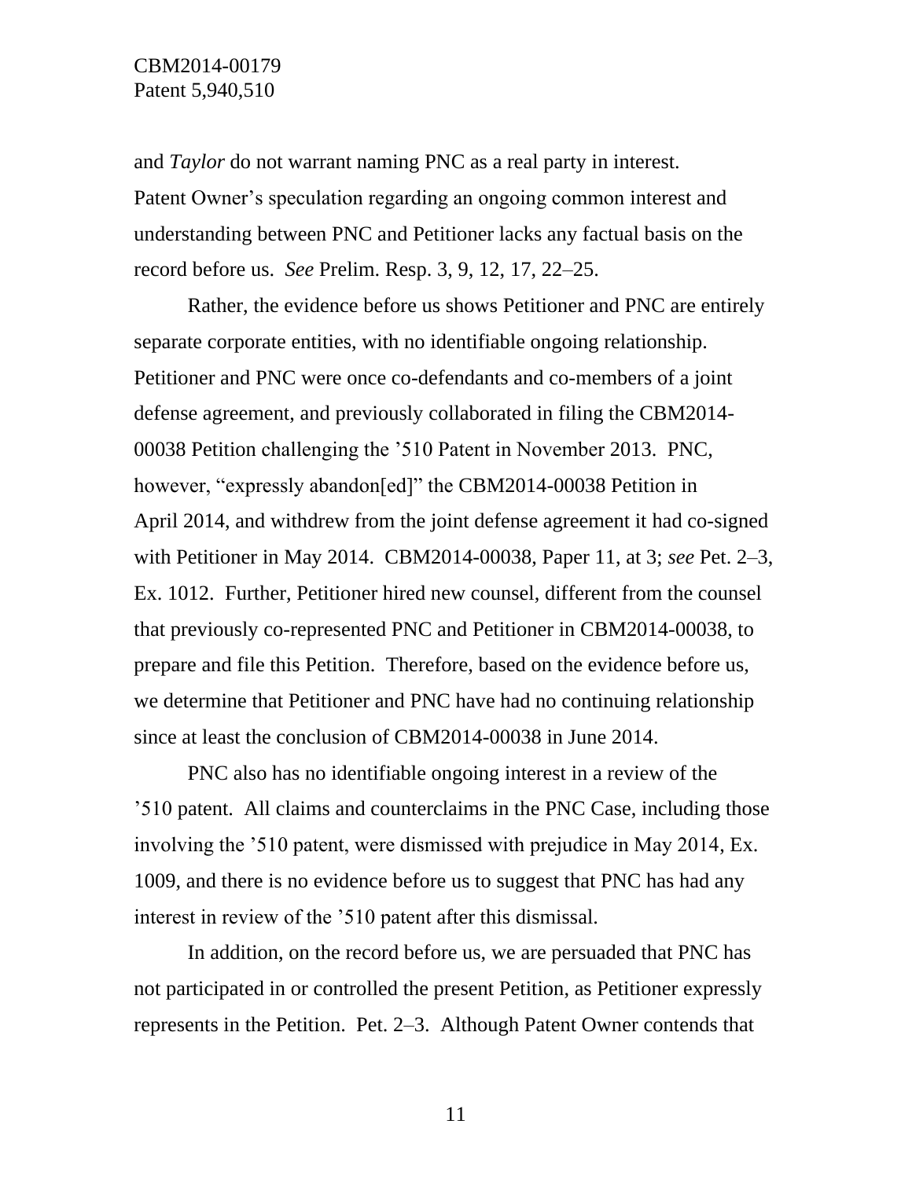and *Taylor* do not warrant naming PNC as a real party in interest. Patent Owner's speculation regarding an ongoing common interest and understanding between PNC and Petitioner lacks any factual basis on the record before us. *See* Prelim. Resp. 3, 9, 12, 17, 22–25.

Rather, the evidence before us shows Petitioner and PNC are entirely separate corporate entities, with no identifiable ongoing relationship. Petitioner and PNC were once co-defendants and co-members of a joint defense agreement, and previously collaborated in filing the CBM2014-00038 Petition challenging the '510 Patent in November 2013. PNC, however, "expressly abandon[ed]" the CBM2014-00038 Petition in April 2014, and withdrew from the joint defense agreement it had co-signed with Petitioner in May 2014. CBM2014-00038, Paper 11, at 3; *see* Pet. 2–3, Ex. 1012. Further, Petitioner hired new counsel, different from the counsel that previously co-represented PNC and Petitioner in CBM2014-00038, to prepare and file this Petition. Therefore, based on the evidence before us, we determine that Petitioner and PNC have had no continuing relationship since at least the conclusion of CBM2014-00038 in June 2014.

PNC also has no identifiable ongoing interest in a review of the '510 patent. All claims and counterclaims in the PNC Case, including those involving the '510 patent, were dismissed with prejudice in May 2014, Ex. 1009, and there is no evidence before us to suggest that PNC has had any interest in review of the '510 patent after this dismissal.

In addition, on the record before us, we are persuaded that PNC has not participated in or controlled the present Petition, as Petitioner expressly represents in the Petition. Pet. 2–3. Although Patent Owner contends that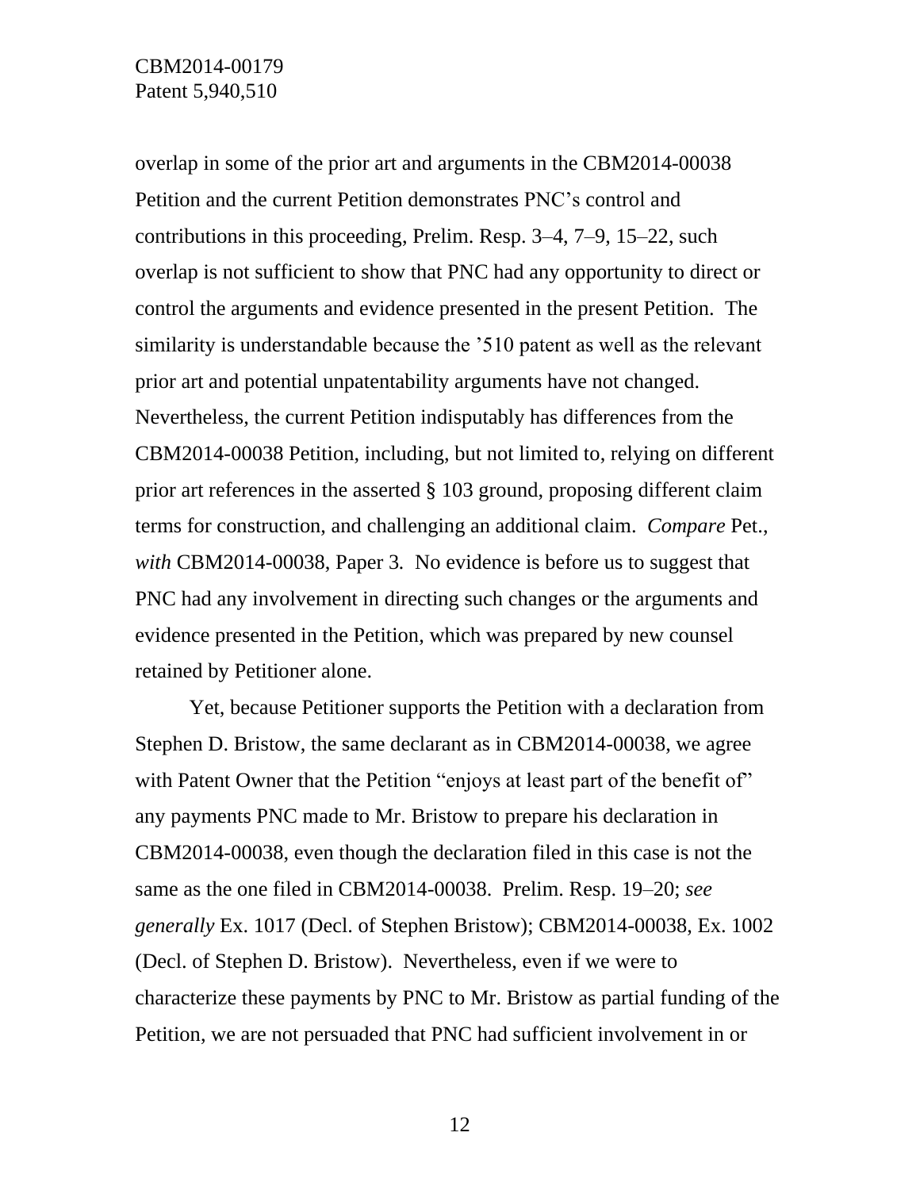overlap in some of the prior art and arguments in the CBM2014-00038 Petition and the current Petition demonstrates PNC's control and contributions in this proceeding, Prelim. Resp. 3–4, 7–9, 15–22, such overlap is not sufficient to show that PNC had any opportunity to direct or control the arguments and evidence presented in the present Petition. The similarity is understandable because the '510 patent as well as the relevant prior art and potential unpatentability arguments have not changed. Nevertheless, the current Petition indisputably has differences from the CBM2014-00038 Petition, including, but not limited to, relying on different prior art references in the asserted § 103 ground, proposing different claim terms for construction, and challenging an additional claim. *Compare* Pet., *with* CBM2014-00038, Paper 3. No evidence is before us to suggest that PNC had any involvement in directing such changes or the arguments and evidence presented in the Petition, which was prepared by new counsel retained by Petitioner alone.

Yet, because Petitioner supports the Petition with a declaration from Stephen D. Bristow, the same declarant as in CBM2014-00038, we agree with Patent Owner that the Petition "enjoys at least part of the benefit of" any payments PNC made to Mr. Bristow to prepare his declaration in CBM2014-00038, even though the declaration filed in this case is not the same as the one filed in CBM2014-00038. Prelim. Resp. 19–20; *see generally* Ex. 1017 (Decl. of Stephen Bristow); CBM2014-00038, Ex. 1002 (Decl. of Stephen D. Bristow). Nevertheless, even if we were to characterize these payments by PNC to Mr. Bristow as partial funding of the Petition, we are not persuaded that PNC had sufficient involvement in or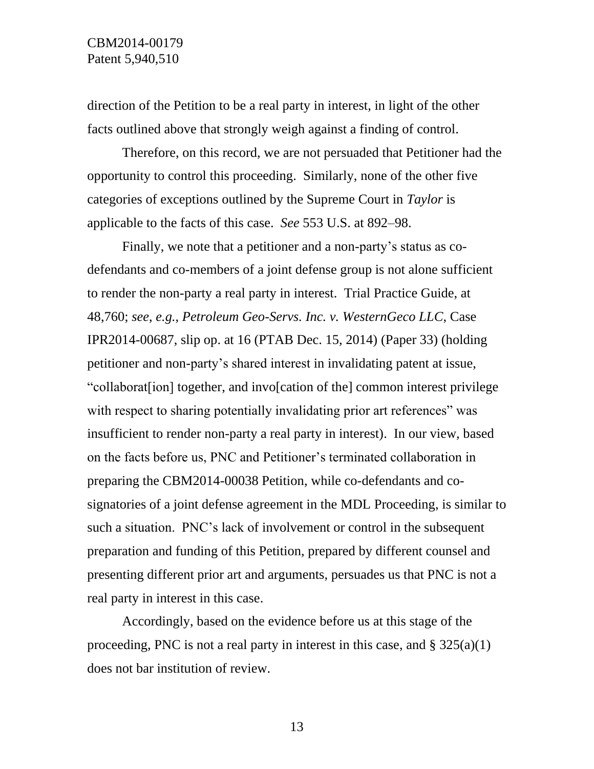direction of the Petition to be a real party in interest, in light of the other facts outlined above that strongly weigh against a finding of control.

Therefore, on this record, we are not persuaded that Petitioner had the opportunity to control this proceeding. Similarly, none of the other five categories of exceptions outlined by the Supreme Court in *Taylor* is applicable to the facts of this case. *See* 553 U.S. at 892–98.

Finally, we note that a petitioner and a non-party's status as co-defendants and co-members of a joint defense group is not alone sufficient to render the non-party a real party in interest. Trial Practice Guide, at 48,760; *see, e.g.*, *Petroleum Geo-Servs. Inc. v. WesternGeco LLC*, Case IPR2014-00687, slip op. at 16 (PTAB Dec. 15, 2014) (Paper 33) (holding petitioner and non-party's shared interest in invalidating patent at issue, "collaborat[ion] together, and invo[cation of the] common interest privilege with respect to sharing potentially invalidating prior art references" was insufficient to render non-party a real party in interest). In our view, based on the facts before us, PNC and Petitioner's terminated collaboration in preparing the CBM2014-00038 Petition, while co-defendants and co-signatories of a joint defense agreement in the MDL Proceeding, is similar to such a situation. PNC's lack of involvement or control in the subsequent preparation and funding of this Petition, prepared by different counsel and presenting different prior art and arguments, persuades us that PNC is not a real party in interest in this case.

Accordingly, based on the evidence before us at this stage of the proceeding, PNC is not a real party in interest in this case, and § 325(a)(1) does not bar institution of review.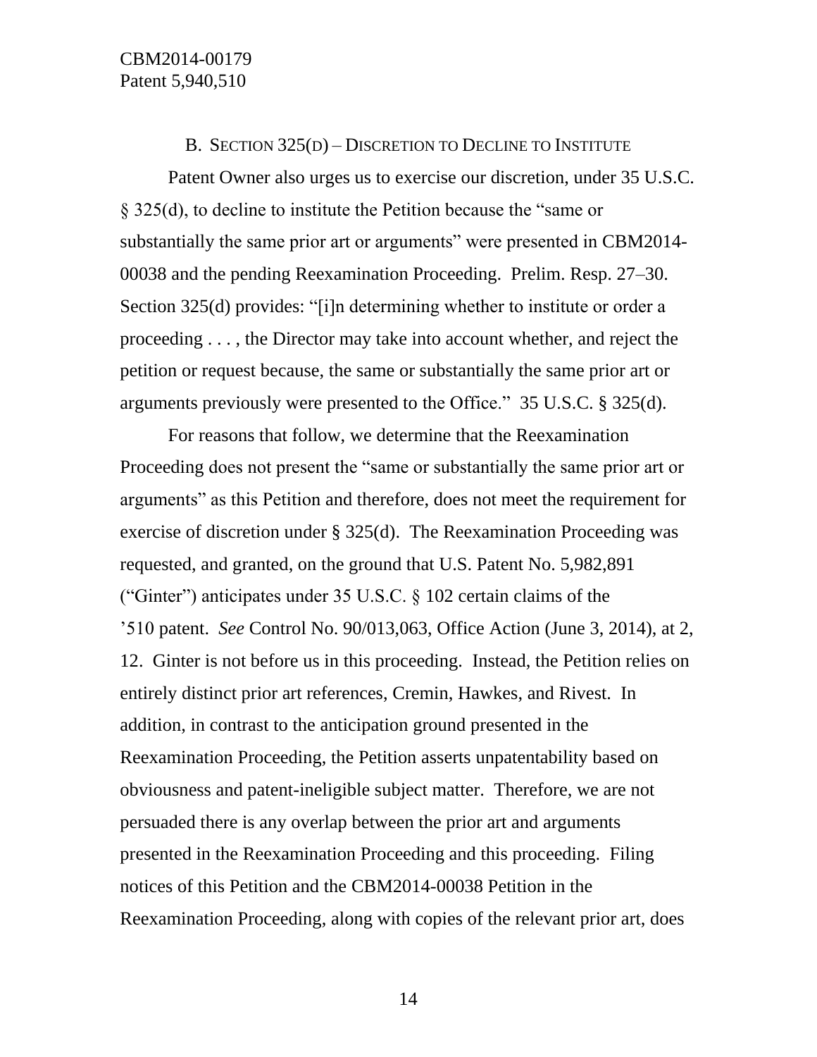### B. SECTION 325(D) – DISCRETION TO DECLINE TO INSTITUTE

Patent Owner also urges us to exercise our discretion, under 35 U.S.C. § 325(d), to decline to institute the Petition because the "same or substantially the same prior art or arguments" were presented in CBM2014-00038 and the pending Reexamination Proceeding. Prelim. Resp. 27–30. Section 325(d) provides: "[i]n determining whether to institute or order a proceeding . . . , the Director may take into account whether, and reject the petition or request because, the same or substantially the same prior art or arguments previously were presented to the Office." 35 U.S.C. § 325(d).

For reasons that follow, we determine that the Reexamination Proceeding does not present the "same or substantially the same prior art or arguments" as this Petition and therefore, does not meet the requirement for exercise of discretion under § 325(d). The Reexamination Proceeding was requested, and granted, on the ground that U.S. Patent No. 5,982,891 ("Ginter") anticipates under 35 U.S.C. § 102 certain claims of the '510 patent. *See* Control No. 90/013,063, Office Action (June 3, 2014), at 2, 12. Ginter is not before us in this proceeding. Instead, the Petition relies on entirely distinct prior art references, Cremin, Hawkes, and Rivest. In addition, in contrast to the anticipation ground presented in the Reexamination Proceeding, the Petition asserts unpatentability based on obviousness and patent-ineligible subject matter. Therefore, we are not persuaded there is any overlap between the prior art and arguments presented in the Reexamination Proceeding and this proceeding. Filing notices of this Petition and the CBM2014-00038 Petition in the Reexamination Proceeding, along with copies of the relevant prior art, does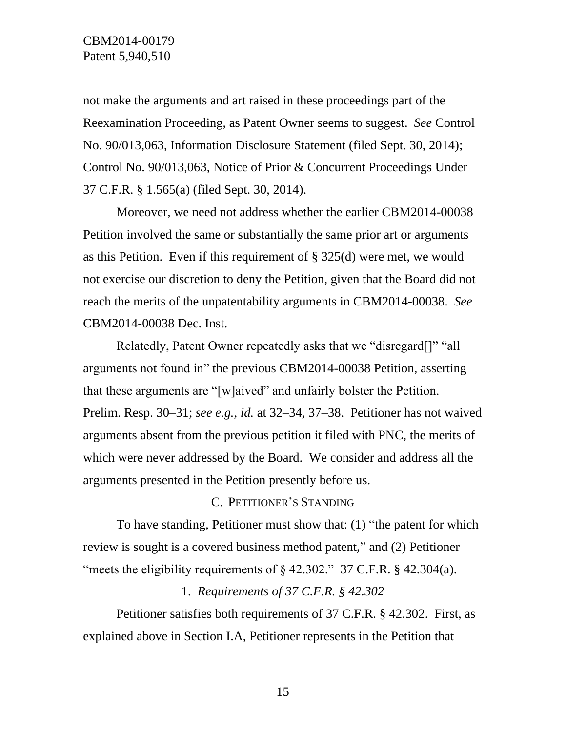not make the arguments and art raised in these proceedings part of the Reexamination Proceeding, as Patent Owner seems to suggest. *See* Control No. 90/013,063, Information Disclosure Statement (filed Sept. 30, 2014); Control No. 90/013,063, Notice of Prior & Concurrent Proceedings Under 37 C.F.R. § 1.565(a) (filed Sept. 30, 2014).

Moreover, we need not address whether the earlier CBM2014-00038 Petition involved the same or substantially the same prior art or arguments as this Petition. Even if this requirement of § 325(d) were met, we would not exercise our discretion to deny the Petition, given that the Board did not reach the merits of the unpatentability arguments in CBM2014-00038. *See* CBM2014-00038 Dec. Inst.

Relatedly, Patent Owner repeatedly asks that we "disregard[]" "all arguments not found in" the previous CBM2014-00038 Petition, asserting that these arguments are "[w]aived" and unfairly bolster the Petition. Prelim. Resp. 30–31; *see e.g.*, *id.* at 32–34, 37–38. Petitioner has not waived arguments absent from the previous petition it filed with PNC, the merits of which were never addressed by the Board. We consider and address all the arguments presented in the Petition presently before us.

### C. PETITIONER'S STANDING

To have standing, Petitioner must show that: (1) "the patent for which review is sought is a covered business method patent," and (2) Petitioner "meets the eligibility requirements of § 42.302." 37 C.F.R. § 42.304(a).

#### 1. *Requirements of 37 C.F.R. § 42.302*

Petitioner satisfies both requirements of 37 C.F.R. § 42.302. First, as explained above in Section I.A, Petitioner represents in the Petition that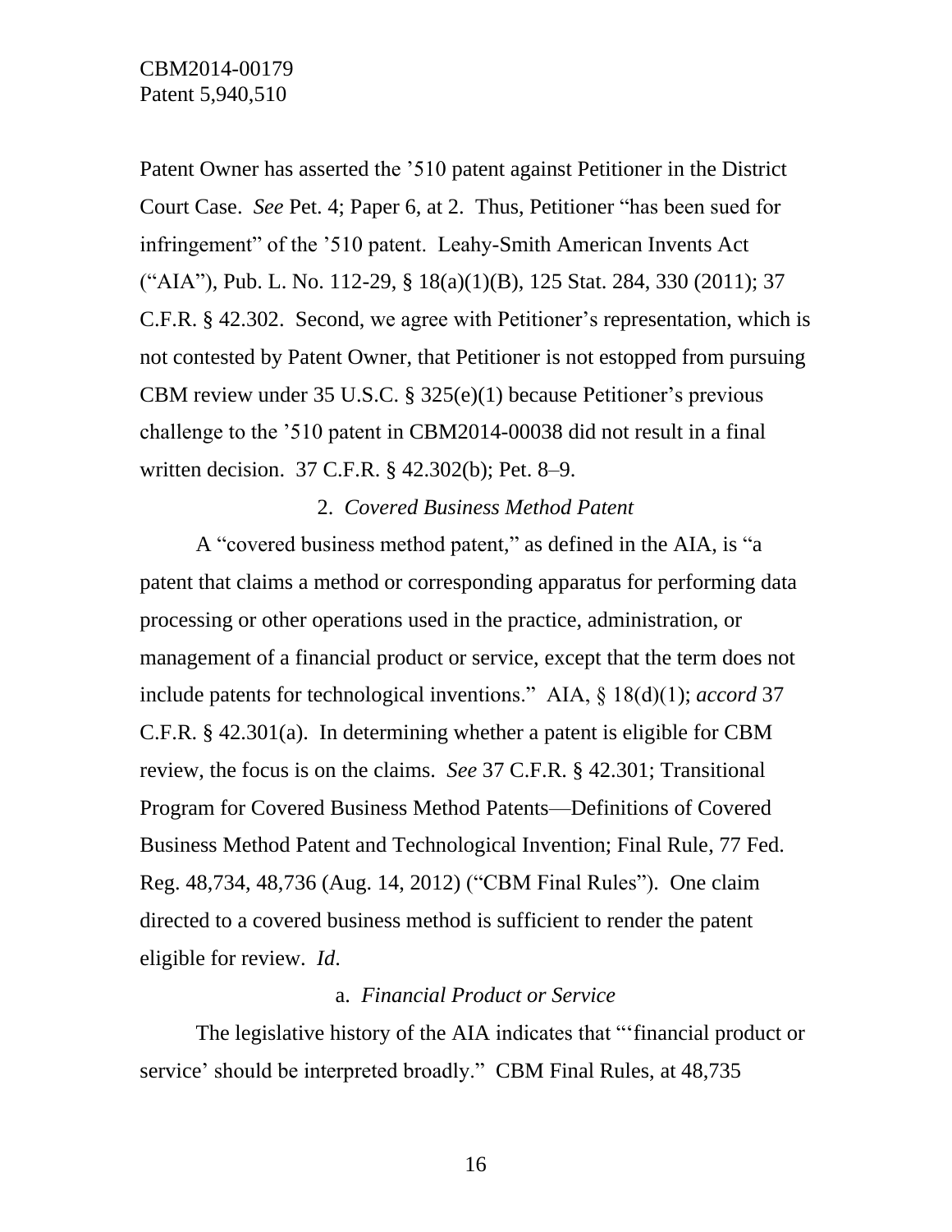Patent Owner has asserted the ’510 patent against Petitioner in the District Court Case. *See* Pet. 4; Paper 6, at 2. Thus, Petitioner “has been sued for infringement” of the ’510 patent. Leahy-Smith American Invents Act (“AIA”), Pub. L. No. 112-29, § 18(a)(1)(B), 125 Stat. 284, 330 (2011); 37 C.F.R. § 42.302. Second, we agree with Petitioner’s representation, which is not contested by Patent Owner, that Petitioner is not estopped from pursuing CBM review under 35 U.S.C. § 325(e)(1) because Petitioner’s previous challenge to the ’510 patent in CBM2014-00038 did not result in a final written decision. 37 C.F.R. § 42.302(b); Pet. 8–9.

### 2. *Covered Business Method Patent*

A “covered business method patent,” as defined in the AIA, is “a patent that claims a method or corresponding apparatus for performing data processing or other operations used in the practice, administration, or management of a financial product or service, except that the term does not include patents for technological inventions.” AIA, § 18(d)(1); *accord* 37 C.F.R. § 42.301(a). In determining whether a patent is eligible for CBM review, the focus is on the claims. *See* 37 C.F.R. § 42.301; Transitional Program for Covered Business Method Patents—Definitions of Covered Business Method Patent and Technological Invention; Final Rule, 77 Fed. Reg. 48,734, 48,736 (Aug. 14, 2012) (“CBM Final Rules”). One claim directed to a covered business method is sufficient to render the patent eligible for review. *Id.*

#### a. *Financial Product or Service*

The legislative history of the AIA indicates that “‘financial product or service’ should be interpreted broadly.” CBM Final Rules, at 48,735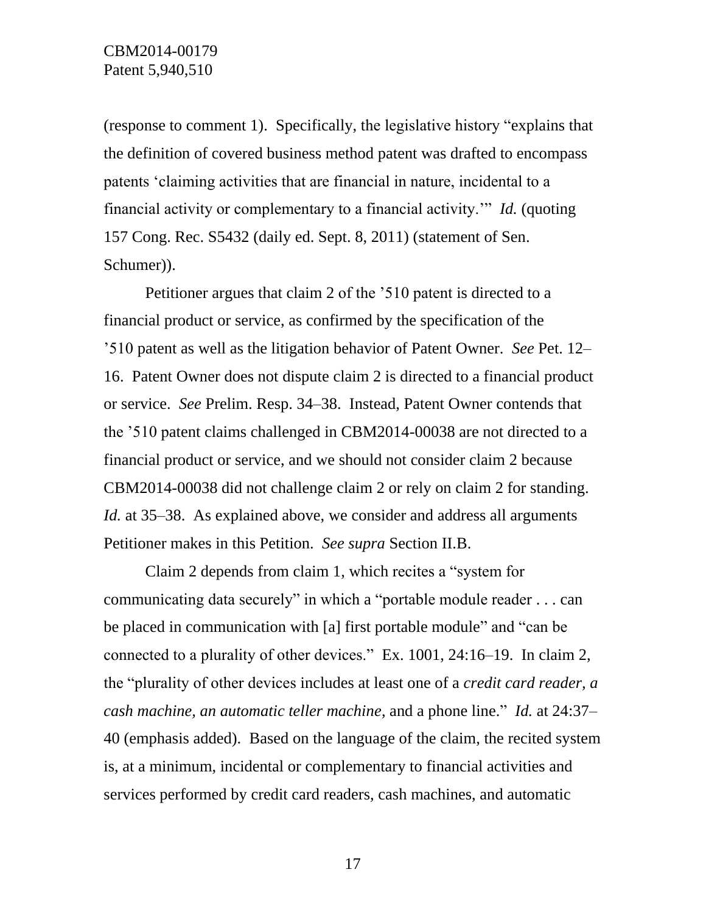(response to comment 1). Specifically, the legislative history "explains that the definition of covered business method patent was drafted to encompass patents 'claiming activities that are financial in nature, incidental to a financial activity or complementary to a financial activity.'" *Id.* (quoting 157 Cong. Rec. S5432 (daily ed. Sept. 8, 2011) (statement of Sen. Schumer)).

Petitioner argues that claim 2 of the '510 patent is directed to a financial product or service, as confirmed by the specification of the '510 patent as well as the litigation behavior of Patent Owner. *See* Pet. 12–16. Patent Owner does not dispute claim 2 is directed to a financial product or service. *See* Prelim. Resp. 34–38. Instead, Patent Owner contends that the '510 patent claims challenged in CBM2014-00038 are not directed to a financial product or service, and we should not consider claim 2 because CBM2014-00038 did not challenge claim 2 or rely on claim 2 for standing. *Id.* at 35–38. As explained above, we consider and address all arguments Petitioner makes in this Petition. *See supra* Section II.B.

Claim 2 depends from claim 1, which recites a "system for communicating data securely" in which a "portable module reader . . . can be placed in communication with [a] first portable module" and "can be connected to a plurality of other devices." Ex. 1001, 24:16–19. In claim 2, the "plurality of other devices includes at least one of a *credit card reader, a cash machine, an automatic teller machine*, and a phone line." *Id.* at 24:37–40 (emphasis added). Based on the language of the claim, the recited system is, at a minimum, incidental or complementary to financial activities and services performed by credit card readers, cash machines, and automatic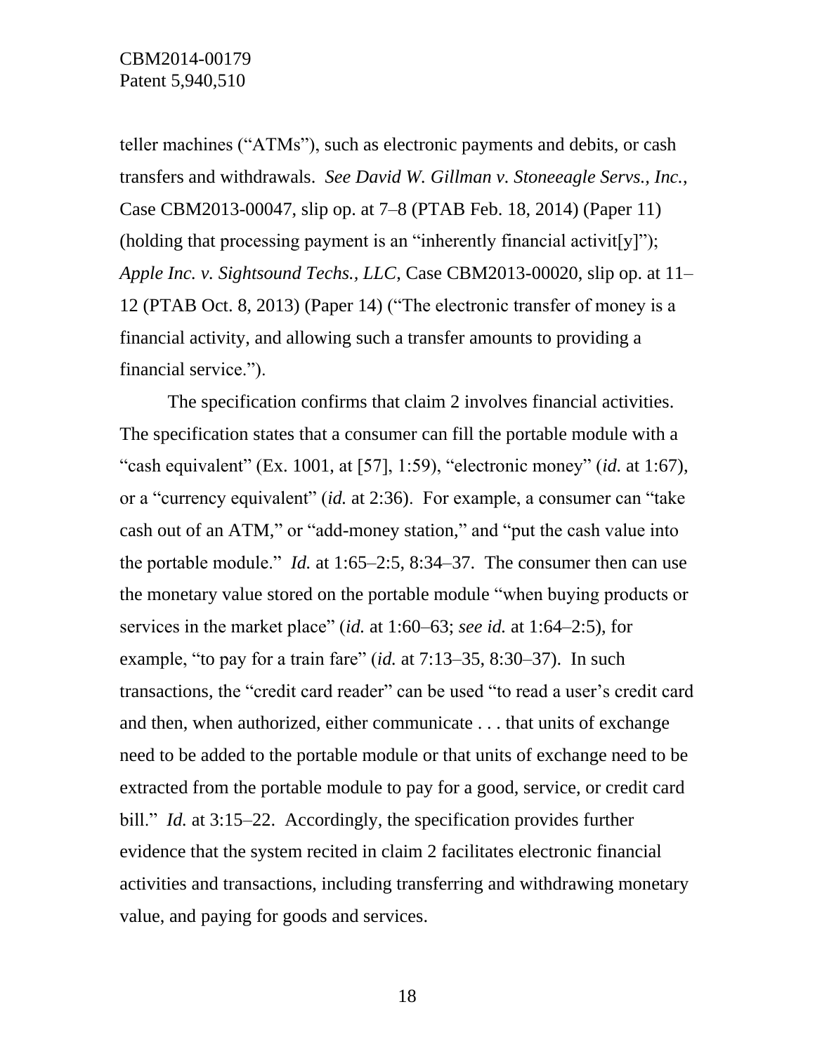teller machines ("ATMs"), such as electronic payments and debits, or cash transfers and withdrawals. *See David W. Gillman v. Stoneeagle Servs., Inc.*, Case CBM2013-00047, slip op. at 7–8 (PTAB Feb. 18, 2014) (Paper 11) (holding that processing payment is an "inherently financial activit[y]"); *Apple Inc. v. Sightsound Techs., LLC*, Case CBM2013-00020, slip op. at 11–12 (PTAB Oct. 8, 2013) (Paper 14) ("The electronic transfer of money is a financial activity, and allowing such a transfer amounts to providing a financial service.").

The specification confirms that claim 2 involves financial activities. The specification states that a consumer can fill the portable module with a "cash equivalent" (Ex. 1001, at [57], 1:59), "electronic money" (*id.* at 1:67), or a "currency equivalent" (*id.* at 2:36). For example, a consumer can "take cash out of an ATM," or "add-money station," and "put the cash value into the portable module." *Id.* at 1:65–2:5, 8:34–37. The consumer then can use the monetary value stored on the portable module "when buying products or services in the market place" (*id.* at 1:60–63; *see id.* at 1:64–2:5), for example, "to pay for a train fare" (*id.* at 7:13–35, 8:30–37). In such transactions, the "credit card reader" can be used "to read a user's credit card and then, when authorized, either communicate . . . that units of exchange need to be added to the portable module or that units of exchange need to be extracted from the portable module to pay for a good, service, or credit card bill." *Id.* at 3:15–22. Accordingly, the specification provides further evidence that the system recited in claim 2 facilitates electronic financial activities and transactions, including transferring and withdrawing monetary value, and paying for goods and services.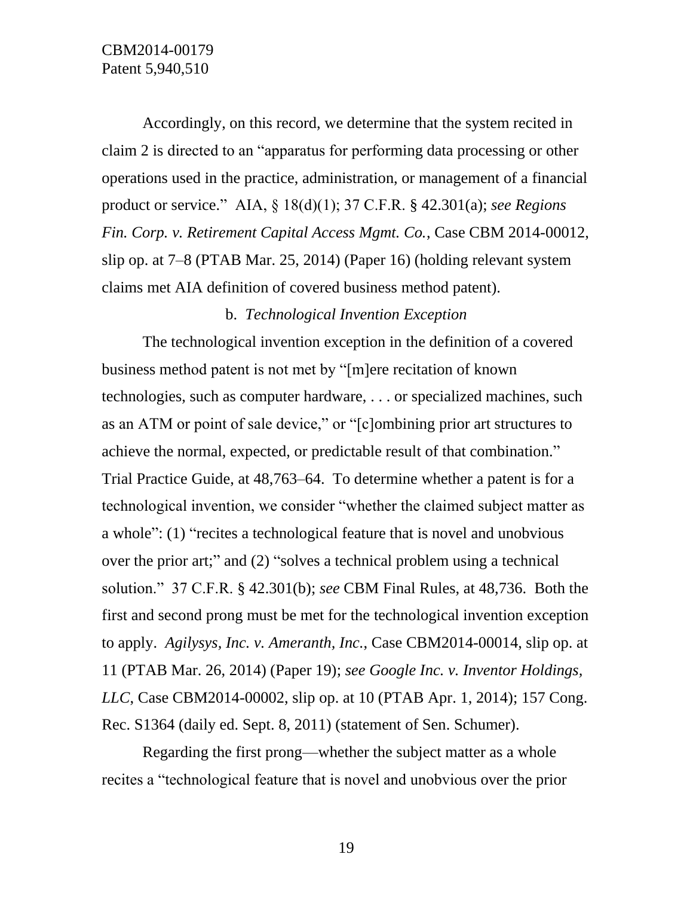Accordingly, on this record, we determine that the system recited in claim 2 is directed to an "apparatus for performing data processing or other operations used in the practice, administration, or management of a financial product or service." AIA, § 18(d)(1); 37 C.F.R. § 42.301(a); *see Regions Fin. Corp. v. Retirement Capital Access Mgmt. Co.*, Case CBM 2014-00012, slip op. at 7–8 (PTAB Mar. 25, 2014) (Paper 16) (holding relevant system claims met AIA definition of covered business method patent).

b. *Technological Invention Exception*

The technological invention exception in the definition of a covered business method patent is not met by "[m]ere recitation of known technologies, such as computer hardware, . . . or specialized machines, such as an ATM or point of sale device," or "[c]ombining prior art structures to achieve the normal, expected, or predictable result of that combination." Trial Practice Guide, at 48,763–64. To determine whether a patent is for a technological invention, we consider "whether the claimed subject matter as a whole": (1) "recites a technological feature that is novel and unobvious over the prior art;" and (2) "solves a technical problem using a technical solution." 37 C.F.R. § 42.301(b); *see* CBM Final Rules, at 48,736. Both the first and second prong must be met for the technological invention exception to apply. *Agilysys, Inc. v. Ameranth, Inc.*, Case CBM2014-00014, slip op. at 11 (PTAB Mar. 26, 2014) (Paper 19); *see Google Inc. v. Inventor Holdings, LLC*, Case CBM2014-00002, slip op. at 10 (PTAB Apr. 1, 2014); 157 Cong. Rec. S1364 (daily ed. Sept. 8, 2011) (statement of Sen. Schumer).

Regarding the first prong—whether the subject matter as a whole recites a "technological feature that is novel and unobvious over the prior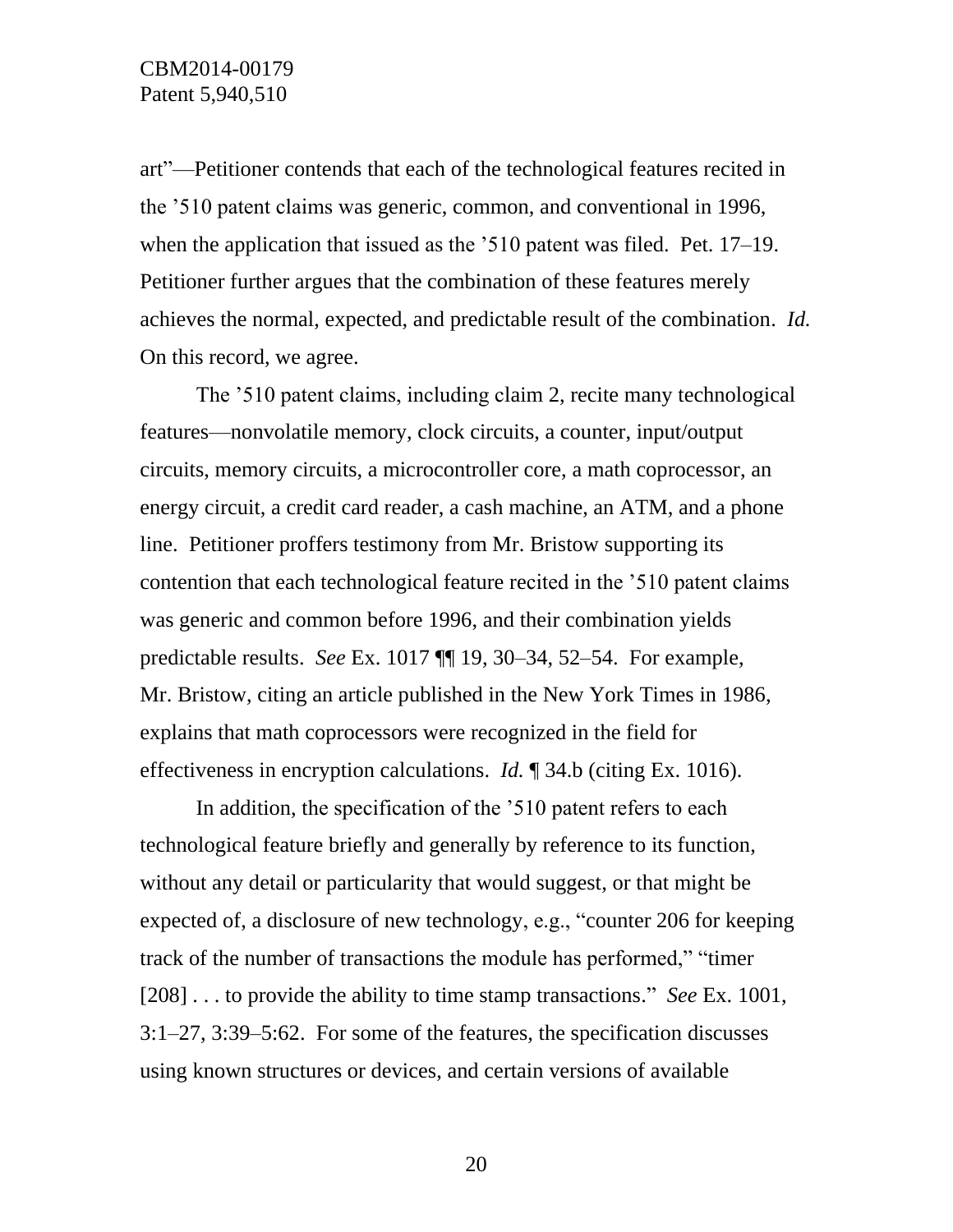art"—Petitioner contends that each of the technological features recited in the '510 patent claims was generic, common, and conventional in 1996, when the application that issued as the '510 patent was filed. Pet. 17–19. Petitioner further argues that the combination of these features merely achieves the normal, expected, and predictable result of the combination. *Id.* On this record, we agree.

The '510 patent claims, including claim 2, recite many technological features—nonvolatile memory, clock circuits, a counter, input/output circuits, memory circuits, a microcontroller core, a math coprocessor, an energy circuit, a credit card reader, a cash machine, an ATM, and a phone line. Petitioner proffers testimony from Mr. Bristow supporting its contention that each technological feature recited in the '510 patent claims was generic and common before 1996, and their combination yields predictable results. *See* Ex. 1017 ¶¶ 19, 30–34, 52–54. For example, Mr. Bristow, citing an article published in the New York Times in 1986, explains that math coprocessors were recognized in the field for effectiveness in encryption calculations. *Id.* ¶ 34.b (citing Ex. 1016).

In addition, the specification of the '510 patent refers to each technological feature briefly and generally by reference to its function, without any detail or particularity that would suggest, or that might be expected of, a disclosure of new technology, e.g., "counter 206 for keeping track of the number of transactions the module has performed," "timer [208] . . . to provide the ability to time stamp transactions." *See* Ex. 1001, 3:1–27, 3:39–5:62. For some of the features, the specification discusses using known structures or devices, and certain versions of available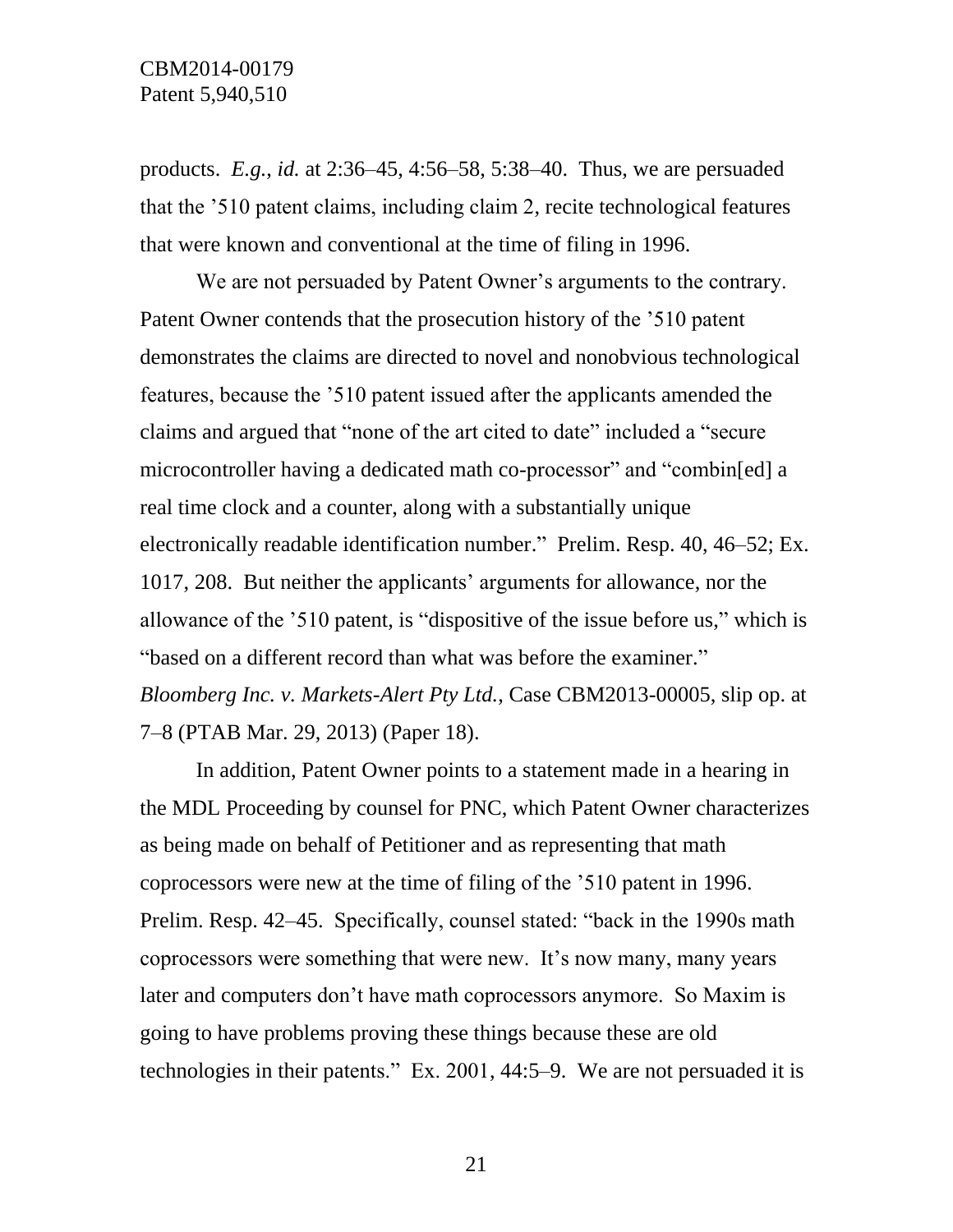products. *E.g.*, *id.* at 2:36–45, 4:56–58, 5:38–40. Thus, we are persuaded that the ’510 patent claims, including claim 2, recite technological features that were known and conventional at the time of filing in 1996.

We are not persuaded by Patent Owner’s arguments to the contrary. Patent Owner contends that the prosecution history of the ’510 patent demonstrates the claims are directed to novel and nonobvious technological features, because the ’510 patent issued after the applicants amended the claims and argued that “none of the art cited to date” included a “secure microcontroller having a dedicated math co-processor” and “combin[ed] a real time clock and a counter, along with a substantially unique electronically readable identification number.” Prelim. Resp. 40, 46–52; Ex. 1017, 208. But neither the applicants’ arguments for allowance, nor the allowance of the ’510 patent, is “dispositive of the issue before us,” which is “based on a different record than what was before the examiner.” *Bloomberg Inc. v. Markets-Alert Pty Ltd.*, Case CBM2013-00005, slip op. at 7–8 (PTAB Mar. 29, 2013) (Paper 18).

In addition, Patent Owner points to a statement made in a hearing in the MDL Proceeding by counsel for PNC, which Patent Owner characterizes as being made on behalf of Petitioner and as representing that math coprocessors were new at the time of filing of the ’510 patent in 1996. Prelim. Resp. 42–45. Specifically, counsel stated: “back in the 1990s math coprocessors were something that were new. It’s now many, many years later and computers don’t have math coprocessors anymore. So Maxim is going to have problems proving these things because these are old technologies in their patents.” Ex. 2001, 44:5–9. We are not persuaded it is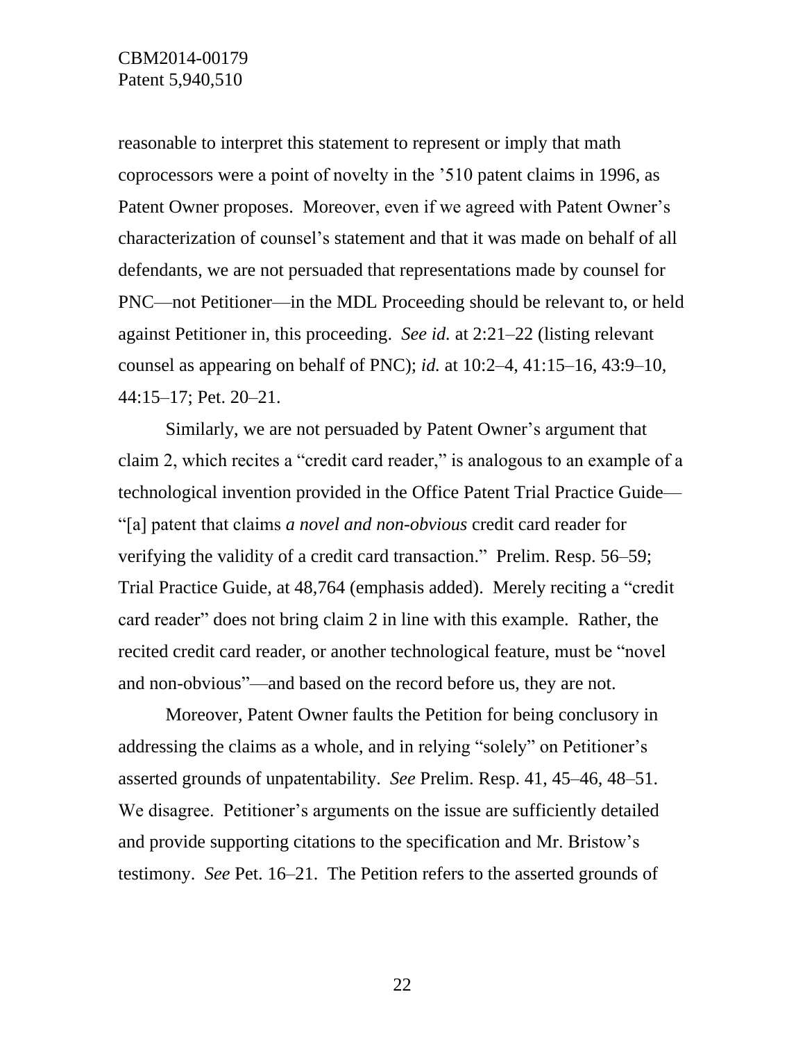reasonable to interpret this statement to represent or imply that math coprocessors were a point of novelty in the ’510 patent claims in 1996, as Patent Owner proposes. Moreover, even if we agreed with Patent Owner’s characterization of counsel’s statement and that it was made on behalf of all defendants, we are not persuaded that representations made by counsel for PNC—not Petitioner—in the MDL Proceeding should be relevant to, or held against Petitioner in, this proceeding. *See id.* at 2:21–22 (listing relevant counsel as appearing on behalf of PNC); *id.* at 10:2–4, 41:15–16, 43:9–10, 44:15–17; Pet. 20–21.

Similarly, we are not persuaded by Patent Owner’s argument that claim 2, which recites a “credit card reader,” is analogous to an example of a technological invention provided in the Office Patent Trial Practice Guide—“[a] patent that claims *a novel and non-obvious* credit card reader for verifying the validity of a credit card transaction.” Prelim. Resp. 56–59; Trial Practice Guide, at 48,764 (emphasis added). Merely reciting a “credit card reader” does not bring claim 2 in line with this example. Rather, the recited credit card reader, or another technological feature, must be “novel and non-obvious”—and based on the record before us, they are not.

Moreover, Patent Owner faults the Petition for being conclusory in addressing the claims as a whole, and in relying “solely” on Petitioner’s asserted grounds of unpatentability. *See* Prelim. Resp. 41, 45–46, 48–51. We disagree. Petitioner’s arguments on the issue are sufficiently detailed and provide supporting citations to the specification and Mr. Bristow’s testimony. *See* Pet. 16–21. The Petition refers to the asserted grounds of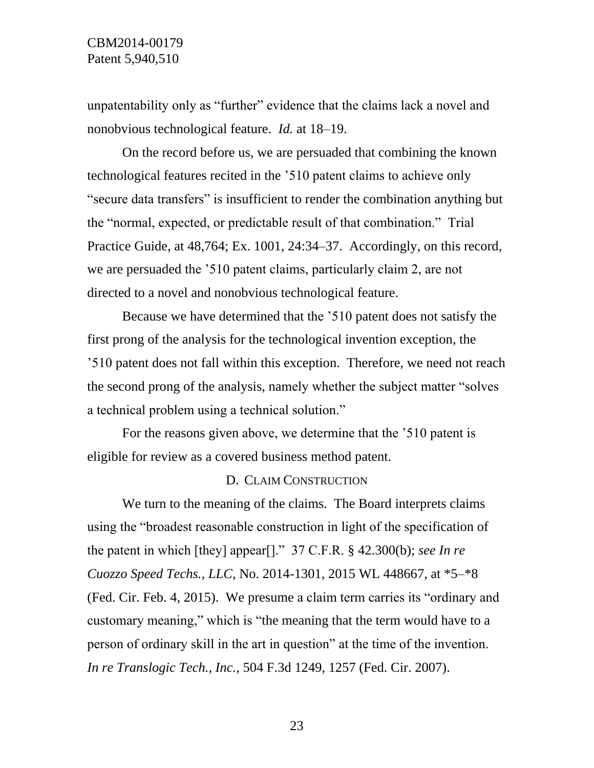unpatentability only as "further" evidence that the claims lack a novel and nonobvious technological feature. *Id.* at 18–19.

On the record before us, we are persuaded that combining the known technological features recited in the '510 patent claims to achieve only "secure data transfers" is insufficient to render the combination anything but the "normal, expected, or predictable result of that combination." Trial Practice Guide, at 48,764; Ex. 1001, 24:34–37. Accordingly, on this record, we are persuaded the '510 patent claims, particularly claim 2, are not directed to a novel and nonobvious technological feature.

Because we have determined that the '510 patent does not satisfy the first prong of the analysis for the technological invention exception, the '510 patent does not fall within this exception. Therefore, we need not reach the second prong of the analysis, namely whether the subject matter "solves a technical problem using a technical solution."

For the reasons given above, we determine that the '510 patent is eligible for review as a covered business method patent.

### D. CLAIM CONSTRUCTION

We turn to the meaning of the claims. The Board interprets claims using the "broadest reasonable construction in light of the specification of the patent in which [they] appear[]." 37 C.F.R. § 42.300(b); *see In re Cuozzo Speed Techs., LLC*, No. 2014-1301, 2015 WL 448667, at *5–*8 (Fed. Cir. Feb. 4, 2015). We presume a claim term carries its "ordinary and customary meaning," which is "the meaning that the term would have to a person of ordinary skill in the art in question" at the time of the invention. *In re Translogic Tech., Inc.*, 504 F.3d 1249, 1257 (Fed. Cir. 2007).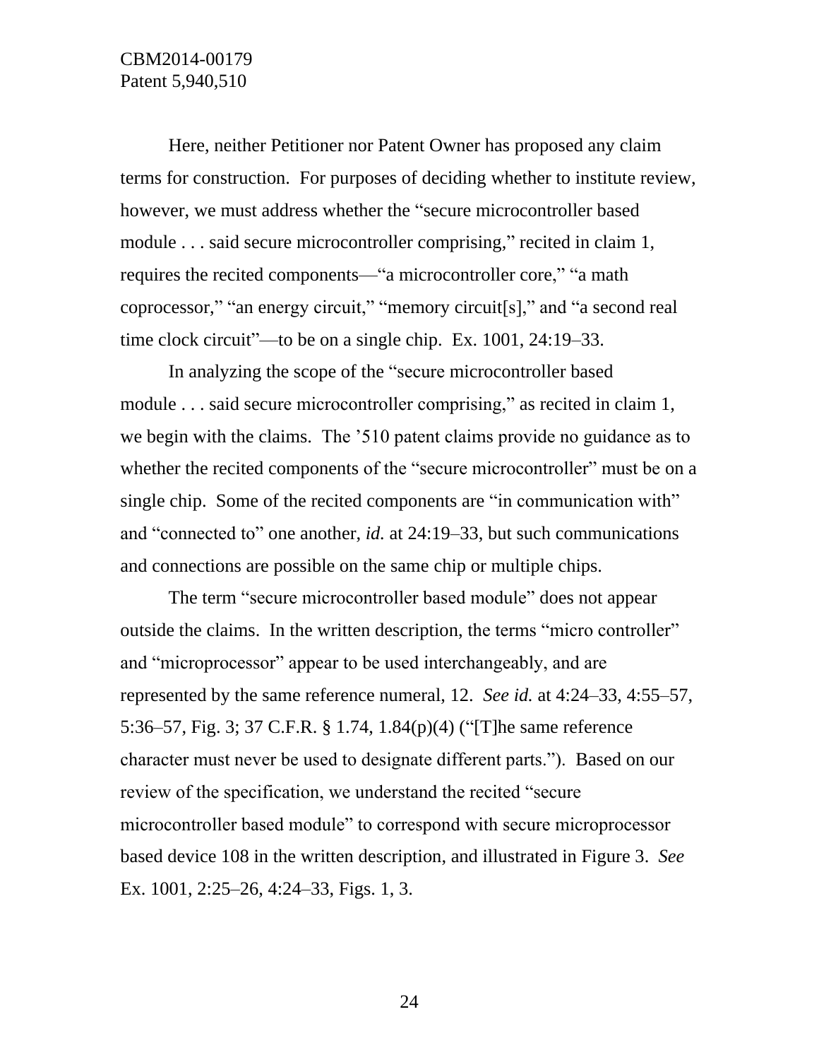Here, neither Petitioner nor Patent Owner has proposed any claim terms for construction. For purposes of deciding whether to institute review, however, we must address whether the "secure microcontroller based module . . . said secure microcontroller comprising," recited in claim 1, requires the recited components—"a microcontroller core," "a math coprocessor," "an energy circuit," "memory circuit[s]," and "a second real time clock circuit"—to be on a single chip. Ex. 1001, 24:19–33.

In analyzing the scope of the "secure microcontroller based module . . . said secure microcontroller comprising," as recited in claim 1, we begin with the claims. The '510 patent claims provide no guidance as to whether the recited components of the "secure microcontroller" must be on a single chip. Some of the recited components are "in communication with" and "connected to" one another, *id.* at 24:19–33, but such communications and connections are possible on the same chip or multiple chips.

The term "secure microcontroller based module" does not appear outside the claims. In the written description, the terms "micro controller" and "microprocessor" appear to be used interchangeably, and are represented by the same reference numeral, 12. *See id.* at 4:24–33, 4:55–57, 5:36–57, Fig. 3; 37 C.F.R. § 1.74, 1.84(p)(4) ("[T]he same reference character must never be used to designate different parts."). Based on our review of the specification, we understand the recited "secure microcontroller based module" to correspond with secure microprocessor based device 108 in the written description, and illustrated in Figure 3. *See* Ex. 1001, 2:25–26, 4:24–33, Figs. 1, 3.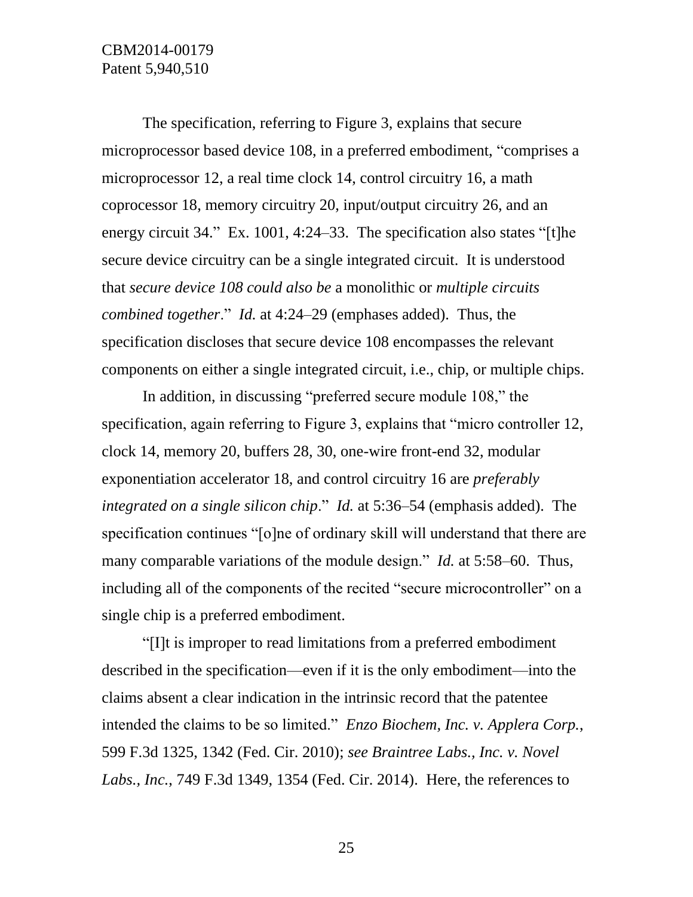The specification, referring to Figure 3, explains that secure microprocessor based device 108, in a preferred embodiment, "comprises a microprocessor 12, a real time clock 14, control circuitry 16, a math coprocessor 18, memory circuitry 20, input/output circuitry 26, and an energy circuit 34." Ex. 1001, 4:24–33. The specification also states "[t]he secure device circuitry can be a single integrated circuit. It is understood that *secure device 108 could also be* a monolithic or *multiple circuits combined together*." *Id.* at 4:24–29 (emphases added). Thus, the specification discloses that secure device 108 encompasses the relevant components on either a single integrated circuit, i.e., chip, or multiple chips.

In addition, in discussing "preferred secure module 108," the specification, again referring to Figure 3, explains that "micro controller 12, clock 14, memory 20, buffers 28, 30, one-wire front-end 32, modular exponentiation accelerator 18, and control circuitry 16 are *preferably integrated on a single silicon chip*." *Id.* at 5:36–54 (emphasis added). The specification continues "[o]ne of ordinary skill will understand that there are many comparable variations of the module design." *Id.* at 5:58–60. Thus, including all of the components of the recited "secure microcontroller" on a single chip is a preferred embodiment.

"[I]t is improper to read limitations from a preferred embodiment described in the specification—even if it is the only embodiment—into the claims absent a clear indication in the intrinsic record that the patentee intended the claims to be so limited." *Enzo Biochem, Inc. v. Applera Corp.*, 599 F.3d 1325, 1342 (Fed. Cir. 2010); *see Braintree Labs., Inc. v. Novel Labs., Inc.*, 749 F.3d 1349, 1354 (Fed. Cir. 2014). Here, the references to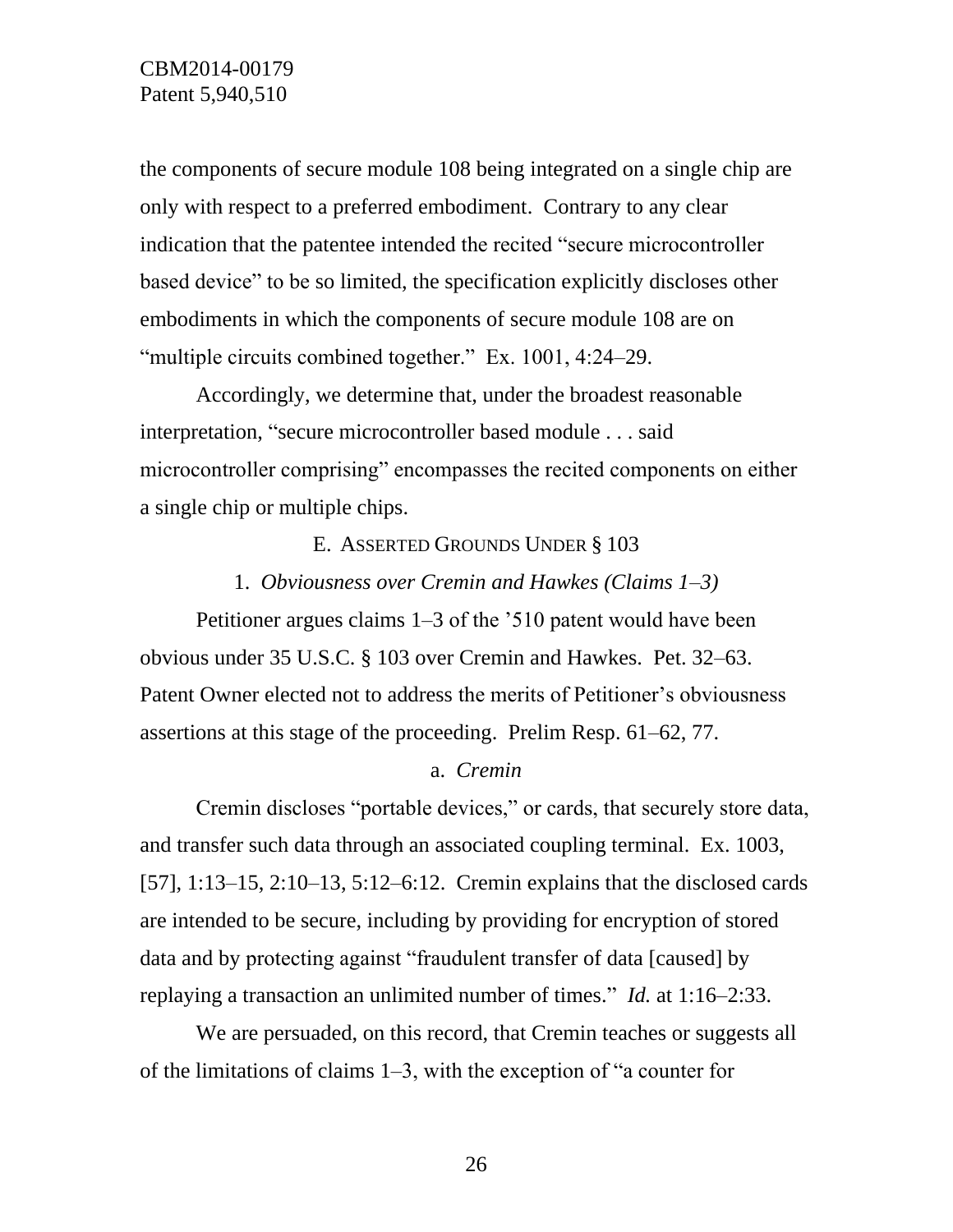the components of secure module 108 being integrated on a single chip are only with respect to a preferred embodiment. Contrary to any clear indication that the patentee intended the recited "secure microcontroller based device" to be so limited, the specification explicitly discloses other embodiments in which the components of secure module 108 are on "multiple circuits combined together." Ex. 1001, 4:24–29.

Accordingly, we determine that, under the broadest reasonable interpretation, "secure microcontroller based module . . . said microcontroller comprising" encompasses the recited components on either a single chip or multiple chips.

### E. ASSERTED GROUNDS UNDER § 103

#### 1. *Obviousness over Cremin and Hawkes (Claims 1–3)*

Petitioner argues claims 1–3 of the '510 patent would have been obvious under 35 U.S.C. § 103 over Cremin and Hawkes. Pet. 32–63. Patent Owner elected not to address the merits of Petitioner's obviousness assertions at this stage of the proceeding. Prelim Resp. 61–62, 77.

##### a. *Cremin*

Cremin discloses "portable devices," or cards, that securely store data, and transfer such data through an associated coupling terminal. Ex. 1003, [57], 1:13–15, 2:10–13, 5:12–6:12. Cremin explains that the disclosed cards are intended to be secure, including by providing for encryption of stored data and by protecting against "fraudulent transfer of data [caused] by replaying a transaction an unlimited number of times." *Id.* at 1:16–2:33.

We are persuaded, on this record, that Cremin teaches or suggests all of the limitations of claims 1–3, with the exception of "a counter for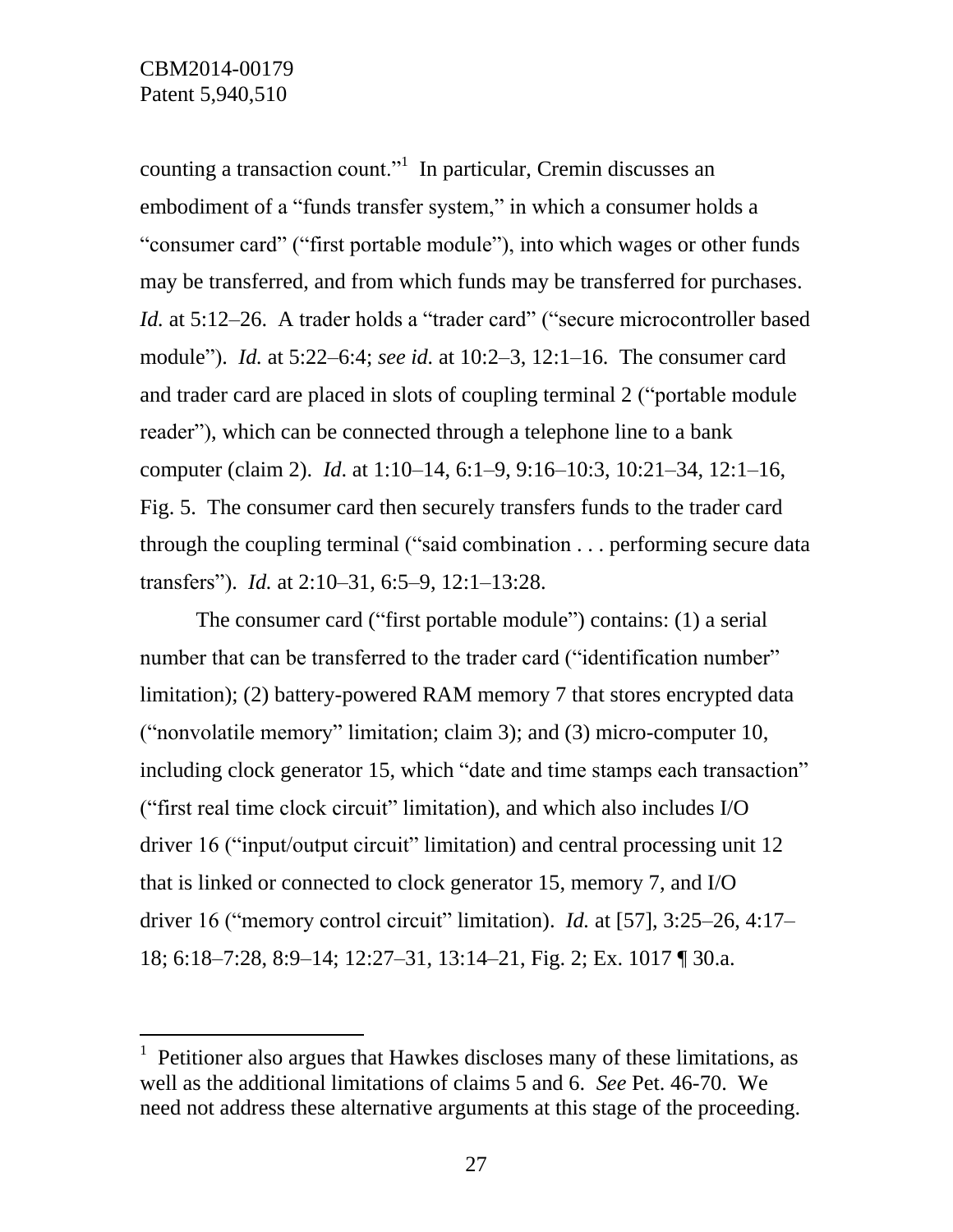counting a transaction count."[1] In particular, Cremin discusses an embodiment of a "funds transfer system," in which a consumer holds a "consumer card" ("first portable module"), into which wages or other funds may be transferred, and from which funds may be transferred for purchases. *Id.* at 5:12–26. A trader holds a "trader card" ("secure microcontroller based module"). *Id.* at 5:22–6:4; *see id.* at 10:2–3, 12:1–16. The consumer card and trader card are placed in slots of coupling terminal 2 ("portable module reader"), which can be connected through a telephone line to a bank computer (claim 2). *Id*. at 1:10–14, 6:1–9, 9:16–10:3, 10:21–34, 12:1–16, Fig. 5. The consumer card then securely transfers funds to the trader card through the coupling terminal ("said combination . . . performing secure data transfers"). *Id.* at 2:10–31, 6:5–9, 12:1–13:28.

The consumer card ("first portable module") contains: (1) a serial number that can be transferred to the trader card ("identification number" limitation); (2) battery-powered RAM memory 7 that stores encrypted data ("nonvolatile memory" limitation; claim 3); and (3) micro-computer 10, including clock generator 15, which "date and time stamps each transaction" ("first real time clock circuit" limitation), and which also includes I/O driver 16 ("input/output circuit" limitation) and central processing unit 12 that is linked or connected to clock generator 15, memory 7, and I/O driver 16 ("memory control circuit" limitation). *Id.* at [57], 3:25–26, 4:17–18; 6:18–7:28, 8:9–14; 12:27–31, 13:14–21, Fig. 2; Ex. 1017 ¶ 30.a.

---

[1] Petitioner also argues that Hawkes discloses many of these limitations, as well as the additional limitations of claims 5 and 6. *See* Pet. 46-70. We need not address these alternative arguments at this stage of the proceeding.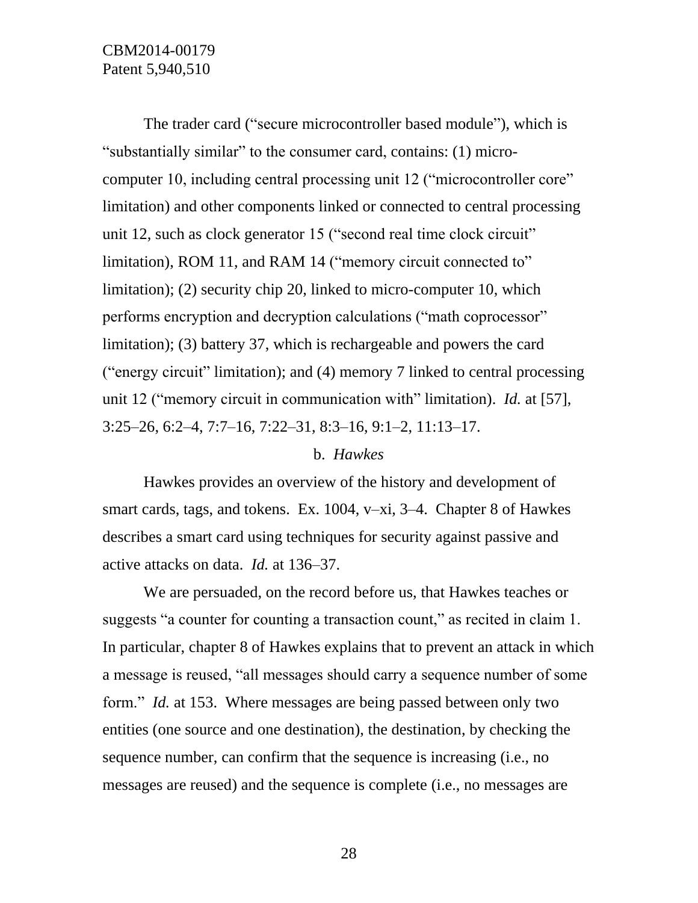The trader card ("secure microcontroller based module"), which is "substantially similar" to the consumer card, contains: (1) micro-computer 10, including central processing unit 12 ("microcontroller core" limitation) and other components linked or connected to central processing unit 12, such as clock generator 15 ("second real time clock circuit" limitation), ROM 11, and RAM 14 ("memory circuit connected to" limitation); (2) security chip 20, linked to micro-computer 10, which performs encryption and decryption calculations ("math coprocessor" limitation); (3) battery 37, which is rechargeable and powers the card ("energy circuit" limitation); and (4) memory 7 linked to central processing unit 12 ("memory circuit in communication with" limitation). *Id.* at [57], 3:25–26, 6:2–4, 7:7–16, 7:22–31, 8:3–16, 9:1–2, 11:13–17.

b. *Hawkes*

Hawkes provides an overview of the history and development of smart cards, tags, and tokens. Ex. 1004, v–xi, 3–4. Chapter 8 of Hawkes describes a smart card using techniques for security against passive and active attacks on data. *Id.* at 136–37.

We are persuaded, on the record before us, that Hawkes teaches or suggests "a counter for counting a transaction count," as recited in claim 1. In particular, chapter 8 of Hawkes explains that to prevent an attack in which a message is reused, "all messages should carry a sequence number of some form." *Id.* at 153. Where messages are being passed between only two entities (one source and one destination), the destination, by checking the sequence number, can confirm that the sequence is increasing (i.e., no messages are reused) and the sequence is complete (i.e., no messages are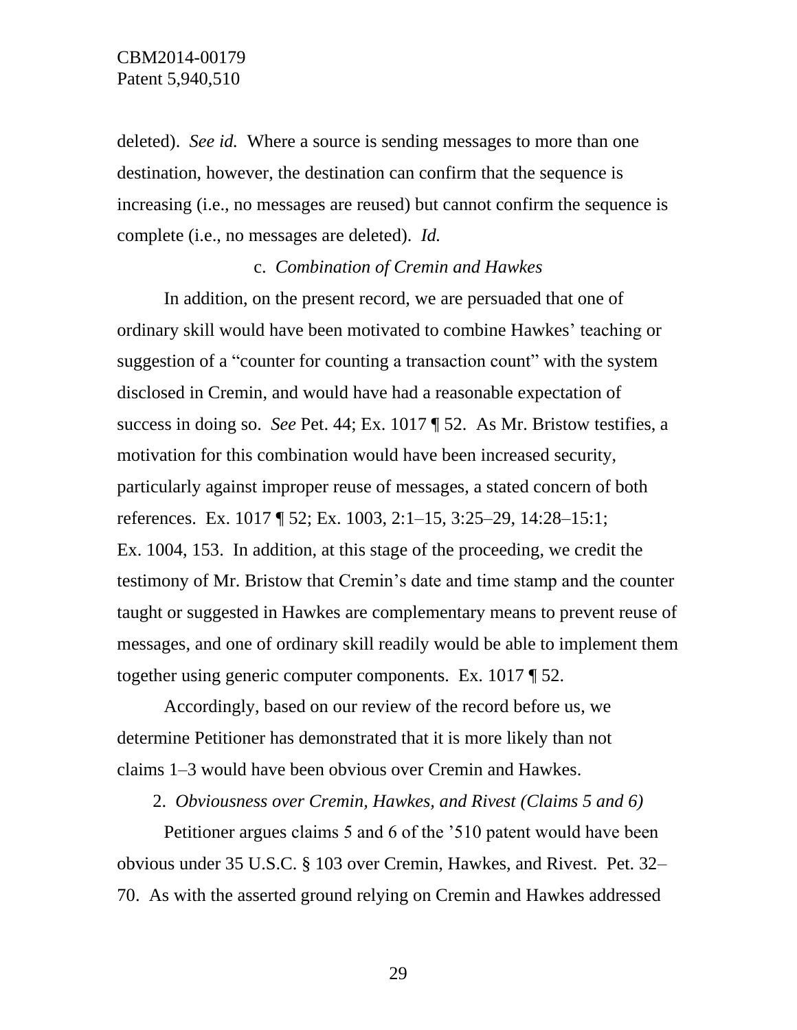deleted). *See id.* Where a source is sending messages to more than one destination, however, the destination can confirm that the sequence is increasing (i.e., no messages are reused) but cannot confirm the sequence is complete (i.e., no messages are deleted). *Id.*

c. *Combination of Cremin and Hawkes*

In addition, on the present record, we are persuaded that one of ordinary skill would have been motivated to combine Hawkes' teaching or suggestion of a "counter for counting a transaction count" with the system disclosed in Cremin, and would have had a reasonable expectation of success in doing so. *See* Pet. 44; Ex. 1017 ¶ 52. As Mr. Bristow testifies, a motivation for this combination would have been increased security, particularly against improper reuse of messages, a stated concern of both references. Ex. 1017 ¶ 52; Ex. 1003, 2:1–15, 3:25–29, 14:28–15:1; Ex. 1004, 153. In addition, at this stage of the proceeding, we credit the testimony of Mr. Bristow that Cremin's date and time stamp and the counter taught or suggested in Hawkes are complementary means to prevent reuse of messages, and one of ordinary skill readily would be able to implement them together using generic computer components. Ex. 1017 ¶ 52.

Accordingly, based on our review of the record before us, we determine Petitioner has demonstrated that it is more likely than not claims 1–3 would have been obvious over Cremin and Hawkes.

2. *Obviousness over Cremin, Hawkes, and Rivest (Claims 5 and 6)*

Petitioner argues claims 5 and 6 of the '510 patent would have been obvious under 35 U.S.C. § 103 over Cremin, Hawkes, and Rivest. Pet. 32–70. As with the asserted ground relying on Cremin and Hawkes addressed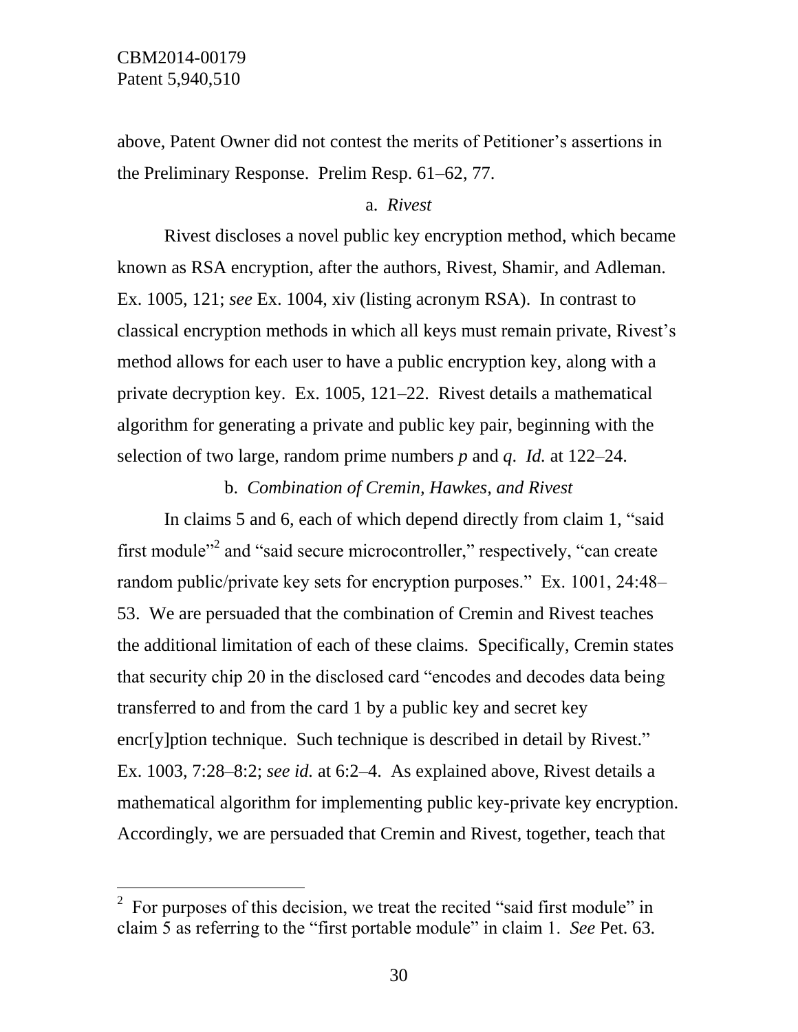above, Patent Owner did not contest the merits of Petitioner's assertions in the Preliminary Response. Prelim Resp. 61–62, 77.

a. *Rivest*

Rivest discloses a novel public key encryption method, which became known as RSA encryption, after the authors, Rivest, Shamir, and Adleman. Ex. 1005, 121; *see* Ex. 1004, xiv (listing acronym RSA). In contrast to classical encryption methods in which all keys must remain private, Rivest's method allows for each user to have a public encryption key, along with a private decryption key. Ex. 1005, 121–22. Rivest details a mathematical algorithm for generating a private and public key pair, beginning with the selection of two large, random prime numbers $p$ and $q$. *Id.* at 122–24.

b. *Combination of Cremin, Hawkes, and Rivest*

In claims 5 and 6, each of which depend directly from claim 1, "said first module"[2] and "said secure microcontroller," respectively, "can create random public/private key sets for encryption purposes." Ex. 1001, 24:48–53. We are persuaded that the combination of Cremin and Rivest teaches the additional limitation of each of these claims. Specifically, Cremin states that security chip 20 in the disclosed card "encodes and decodes data being transferred to and from the card 1 by a public key and secret key encr[y]ption technique. Such technique is described in detail by Rivest." Ex. 1003, 7:28–8:2; *see id.* at 6:2–4. As explained above, Rivest details a mathematical algorithm for implementing public key-private key encryption. Accordingly, we are persuaded that Cremin and Rivest, together, teach that

[2] For purposes of this decision, we treat the recited "said first module" in claim 5 as referring to the "first portable module" in claim 1. *See* Pet. 63.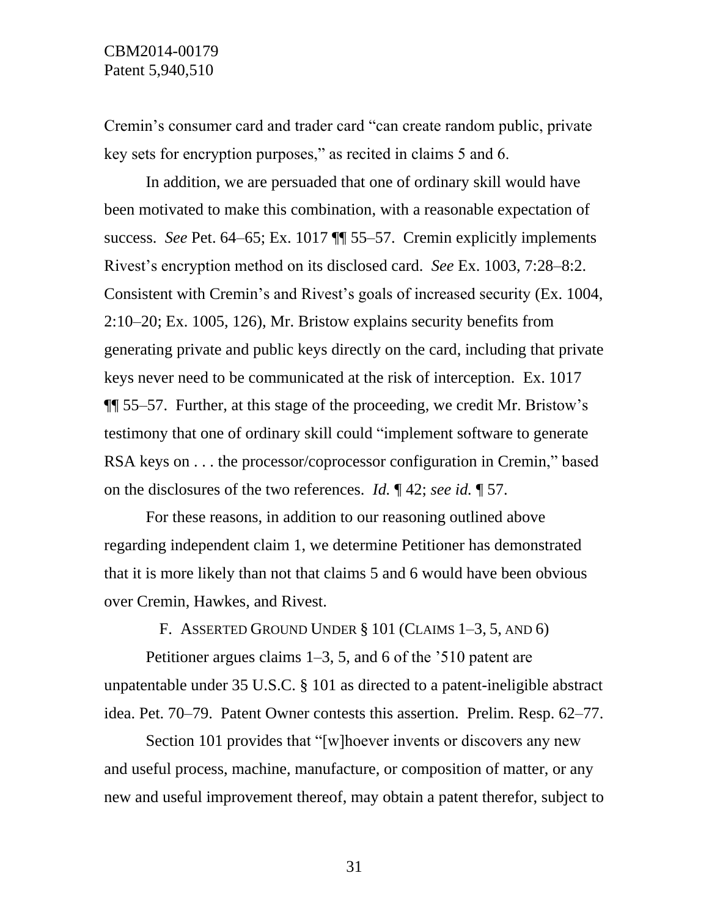Cremin's consumer card and trader card "can create random public, private key sets for encryption purposes," as recited in claims 5 and 6.

In addition, we are persuaded that one of ordinary skill would have been motivated to make this combination, with a reasonable expectation of success. *See* Pet. 64–65; Ex. 1017 ¶¶ 55–57. Cremin explicitly implements Rivest's encryption method on its disclosed card. *See* Ex. 1003, 7:28–8:2. Consistent with Cremin's and Rivest's goals of increased security (Ex. 1004, 2:10–20; Ex. 1005, 126), Mr. Bristow explains security benefits from generating private and public keys directly on the card, including that private keys never need to be communicated at the risk of interception. Ex. 1017 ¶¶ 55–57. Further, at this stage of the proceeding, we credit Mr. Bristow's testimony that one of ordinary skill could "implement software to generate RSA keys on . . . the processor/coprocessor configuration in Cremin," based on the disclosures of the two references. *Id.* ¶ 42; *see id.* ¶ 57.

For these reasons, in addition to our reasoning outlined above regarding independent claim 1, we determine Petitioner has demonstrated that it is more likely than not that claims 5 and 6 would have been obvious over Cremin, Hawkes, and Rivest.

### F. ASSERTED GROUND UNDER § 101 (CLAIMS 1–3, 5, AND 6)

Petitioner argues claims 1–3, 5, and 6 of the '510 patent are unpatentable under 35 U.S.C. § 101 as directed to a patent-ineligible abstract idea. Pet. 70–79. Patent Owner contests this assertion. Prelim. Resp. 62–77.

Section 101 provides that "[w]hoever invents or discovers any new and useful process, machine, manufacture, or composition of matter, or any new and useful improvement thereof, may obtain a patent therefor, subject to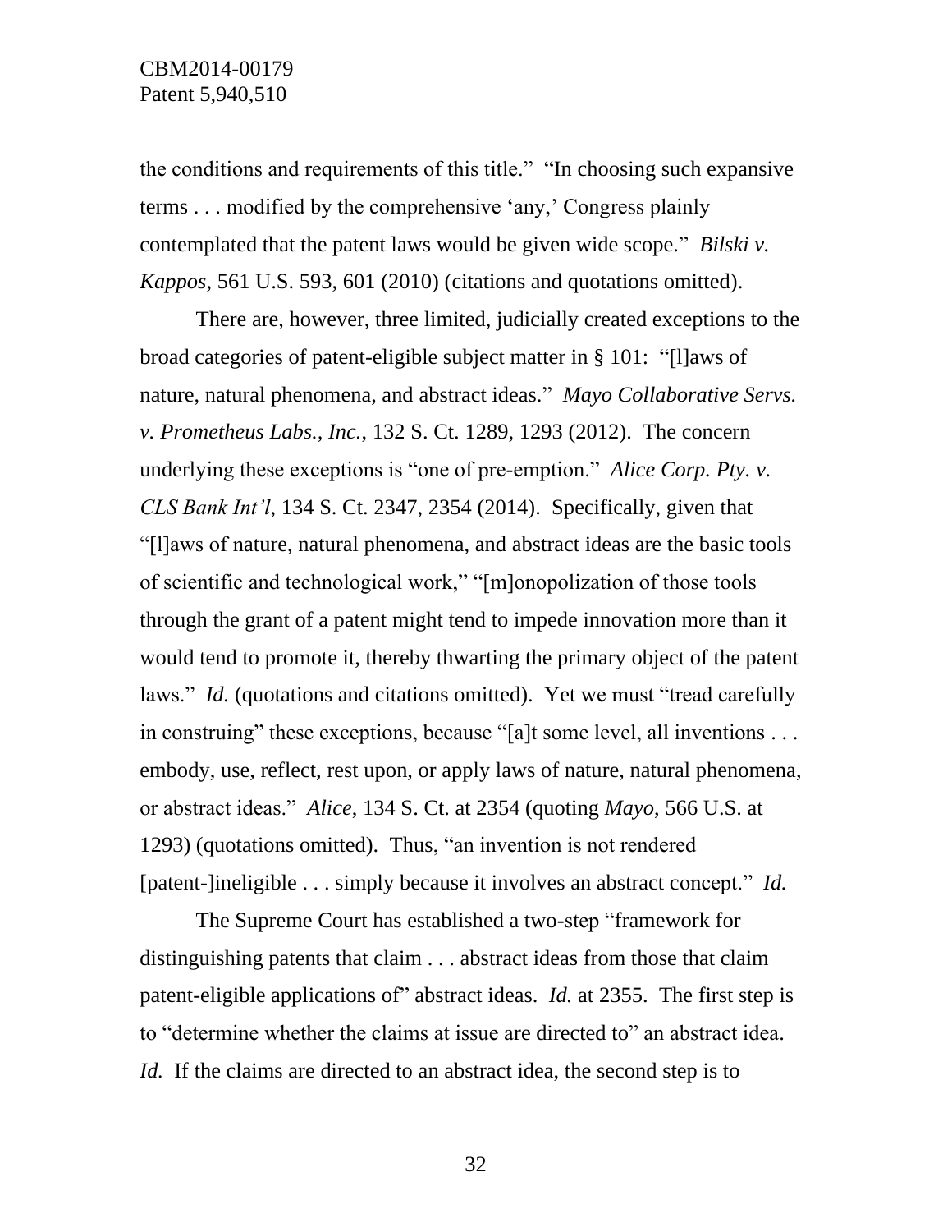the conditions and requirements of this title." "In choosing such expansive terms . . . modified by the comprehensive 'any,' Congress plainly contemplated that the patent laws would be given wide scope." *Bilski v. Kappos*, 561 U.S. 593, 601 (2010) (citations and quotations omitted).

There are, however, three limited, judicially created exceptions to the broad categories of patent-eligible subject matter in § 101: "[l]aws of nature, natural phenomena, and abstract ideas." *Mayo Collaborative Servs. v. Prometheus Labs., Inc.*, 132 S. Ct. 1289, 1293 (2012). The concern underlying these exceptions is "one of pre-emption." *Alice Corp. Pty. v. CLS Bank Int'l*, 134 S. Ct. 2347, 2354 (2014). Specifically, given that "[l]aws of nature, natural phenomena, and abstract ideas are the basic tools of scientific and technological work," "[m]onopolization of those tools through the grant of a patent might tend to impede innovation more than it would tend to promote it, thereby thwarting the primary object of the patent laws." *Id.* (quotations and citations omitted). Yet we must "tread carefully in construing" these exceptions, because "[a]t some level, all inventions . . . embody, use, reflect, rest upon, or apply laws of nature, natural phenomena, or abstract ideas." *Alice*, 134 S. Ct. at 2354 (quoting *Mayo*, 566 U.S. at 1293) (quotations omitted). Thus, "an invention is not rendered [patent-]ineligible . . . simply because it involves an abstract concept." *Id.*

The Supreme Court has established a two-step "framework for distinguishing patents that claim . . . abstract ideas from those that claim patent-eligible applications of" abstract ideas. *Id.* at 2355. The first step is to "determine whether the claims at issue are directed to" an abstract idea. *Id.* If the claims are directed to an abstract idea, the second step is to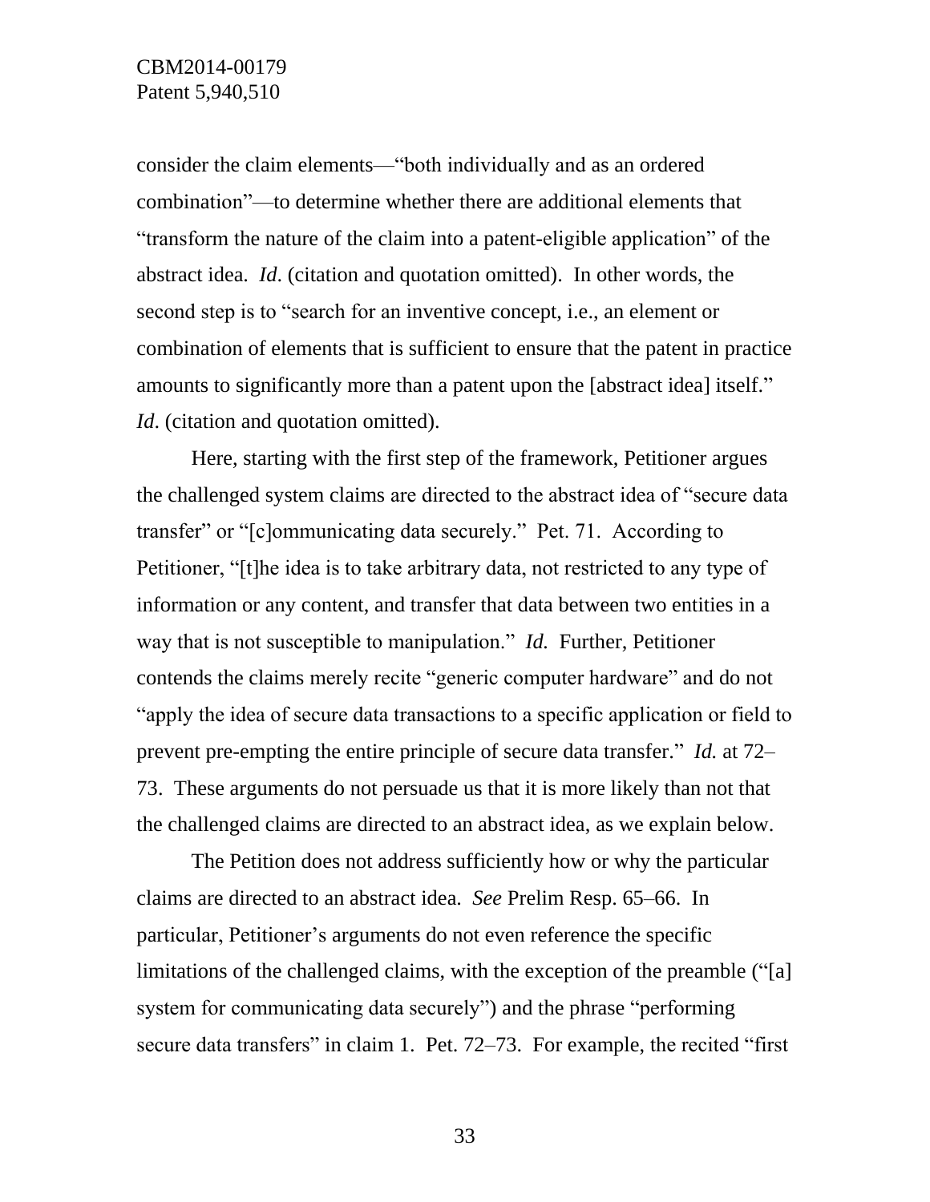consider the claim elements—"both individually and as an ordered combination"—to determine whether there are additional elements that "transform the nature of the claim into a patent-eligible application" of the abstract idea. *Id*. (citation and quotation omitted). In other words, the second step is to "search for an inventive concept, i.e., an element or combination of elements that is sufficient to ensure that the patent in practice amounts to significantly more than a patent upon the [abstract idea] itself." *Id*. (citation and quotation omitted).

Here, starting with the first step of the framework, Petitioner argues the challenged system claims are directed to the abstract idea of "secure data transfer" or "[c]ommunicating data securely." Pet. 71. According to Petitioner, "[t]he idea is to take arbitrary data, not restricted to any type of information or any content, and transfer that data between two entities in a way that is not susceptible to manipulation." *Id.* Further, Petitioner contends the claims merely recite "generic computer hardware" and do not "apply the idea of secure data transactions to a specific application or field to prevent pre-empting the entire principle of secure data transfer." *Id.* at 72–73. These arguments do not persuade us that it is more likely than not that the challenged claims are directed to an abstract idea, as we explain below.

The Petition does not address sufficiently how or why the particular claims are directed to an abstract idea. *See* Prelim Resp. 65–66. In particular, Petitioner's arguments do not even reference the specific limitations of the challenged claims, with the exception of the preamble ("[a] system for communicating data securely") and the phrase "performing secure data transfers" in claim 1. Pet. 72–73. For example, the recited "first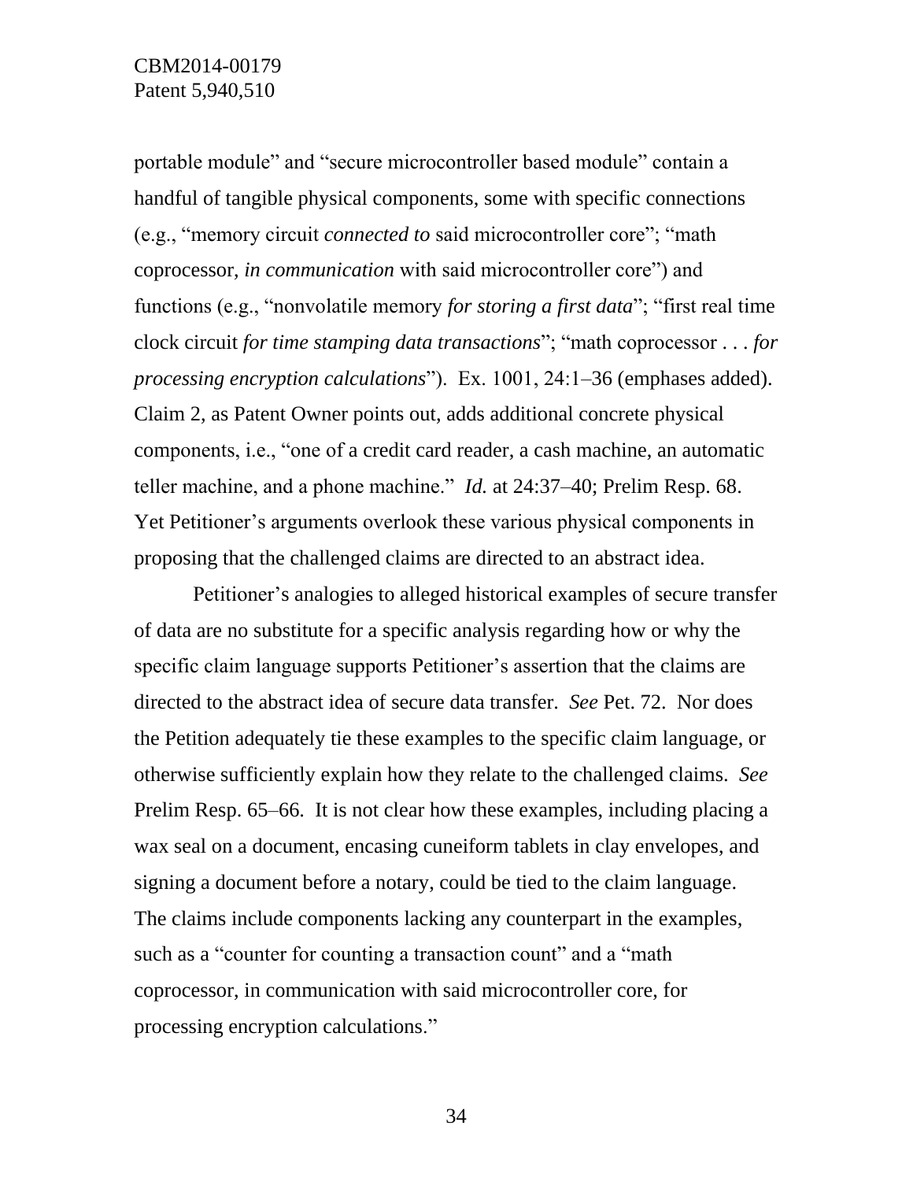portable module" and "secure microcontroller based module" contain a handful of tangible physical components, some with specific connections (e.g., "memory circuit *connected to* said microcontroller core"; "math coprocessor, *in communication* with said microcontroller core") and functions (e.g., "nonvolatile memory *for storing a first data*"; "first real time clock circuit *for time stamping data transactions*"; "math coprocessor . . . *for processing encryption calculations*"). Ex. 1001, 24:1–36 (emphases added). Claim 2, as Patent Owner points out, adds additional concrete physical components, i.e., "one of a credit card reader, a cash machine, an automatic teller machine, and a phone machine." *Id.* at 24:37–40; Prelim Resp. 68. Yet Petitioner's arguments overlook these various physical components in proposing that the challenged claims are directed to an abstract idea.

Petitioner's analogies to alleged historical examples of secure transfer of data are no substitute for a specific analysis regarding how or why the specific claim language supports Petitioner's assertion that the claims are directed to the abstract idea of secure data transfer. *See* Pet. 72. Nor does the Petition adequately tie these examples to the specific claim language, or otherwise sufficiently explain how they relate to the challenged claims. *See* Prelim Resp. 65–66. It is not clear how these examples, including placing a wax seal on a document, encasing cuneiform tablets in clay envelopes, and signing a document before a notary, could be tied to the claim language. The claims include components lacking any counterpart in the examples, such as a "counter for counting a transaction count" and a "math coprocessor, in communication with said microcontroller core, for processing encryption calculations."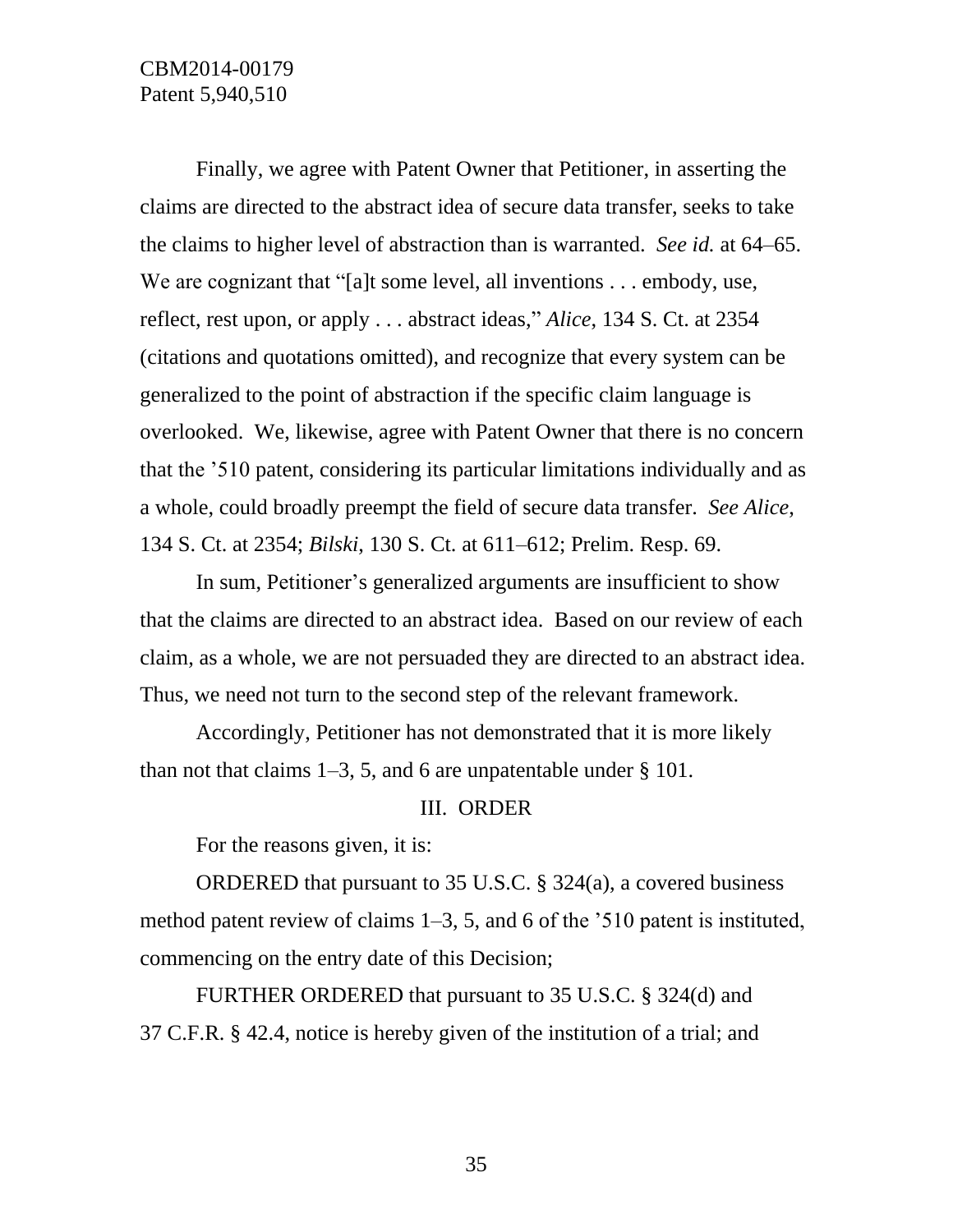Finally, we agree with Patent Owner that Petitioner, in asserting the claims are directed to the abstract idea of secure data transfer, seeks to take the claims to higher level of abstraction than is warranted. *See id.* at 64–65. We are cognizant that "[a]t some level, all inventions . . . embody, use, reflect, rest upon, or apply . . . abstract ideas," *Alice*, 134 S. Ct. at 2354 (citations and quotations omitted), and recognize that every system can be generalized to the point of abstraction if the specific claim language is overlooked. We, likewise, agree with Patent Owner that there is no concern that the '510 patent, considering its particular limitations individually and as a whole, could broadly preempt the field of secure data transfer. *See Alice*, 134 S. Ct. at 2354; *Bilski*, 130 S. Ct. at 611–612; Prelim. Resp. 69.

In sum, Petitioner's generalized arguments are insufficient to show that the claims are directed to an abstract idea. Based on our review of each claim, as a whole, we are not persuaded they are directed to an abstract idea. Thus, we need not turn to the second step of the relevant framework.

Accordingly, Petitioner has not demonstrated that it is more likely than not that claims 1–3, 5, and 6 are unpatentable under § 101.

## III. ORDER

For the reasons given, it is:

ORDERED that pursuant to 35 U.S.C. § 324(a), a covered business method patent review of claims 1–3, 5, and 6 of the '510 patent is instituted, commencing on the entry date of this Decision;

FURTHER ORDERED that pursuant to 35 U.S.C. § 324(d) and 37 C.F.R. § 42.4, notice is hereby given of the institution of a trial; and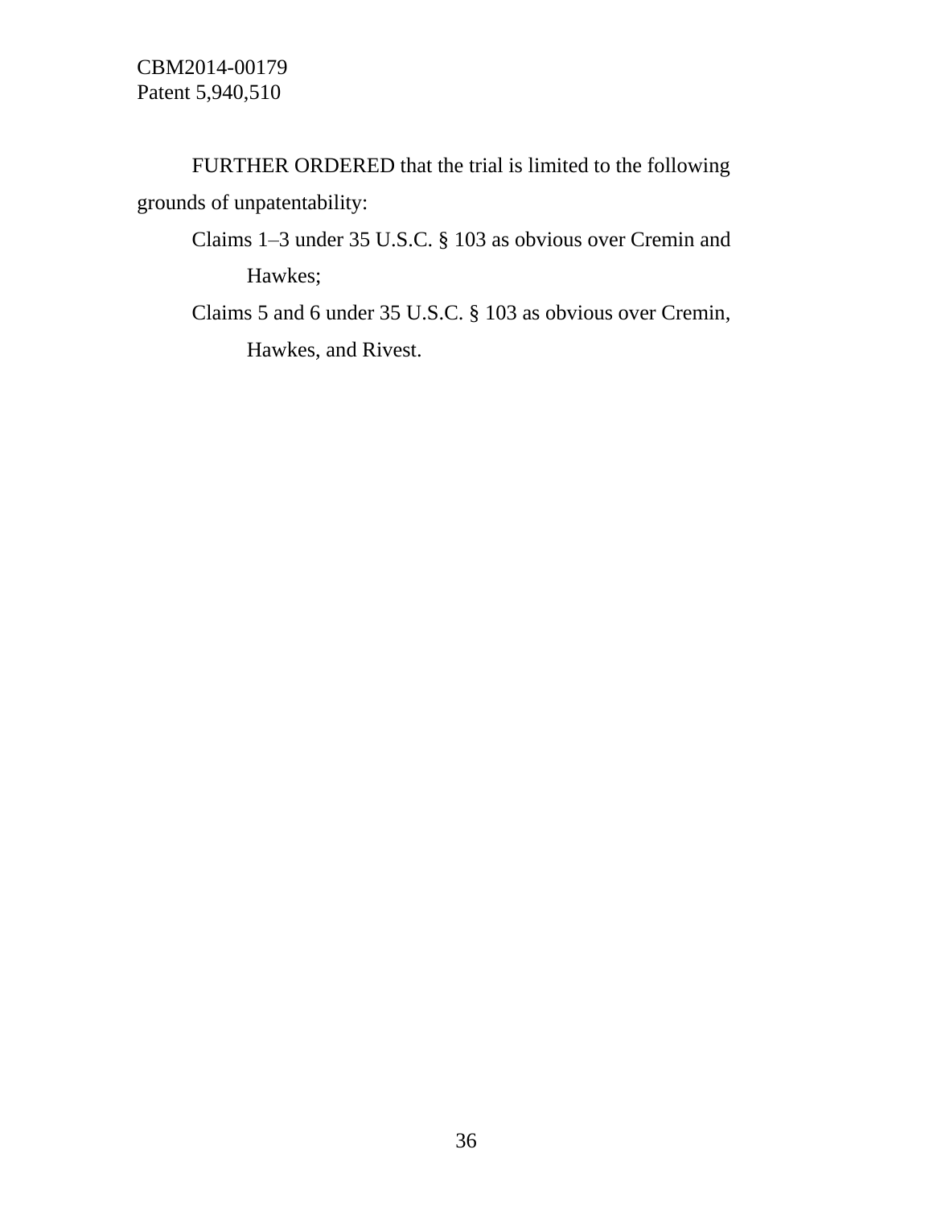FURTHER ORDERED that the trial is limited to the following grounds of unpatentability:

Claims 1–3 under 35 U.S.C. § 103 as obvious over Cremin and Hawkes;

Claims 5 and 6 under 35 U.S.C. § 103 as obvious over Cremin, Hawkes, and Rivest.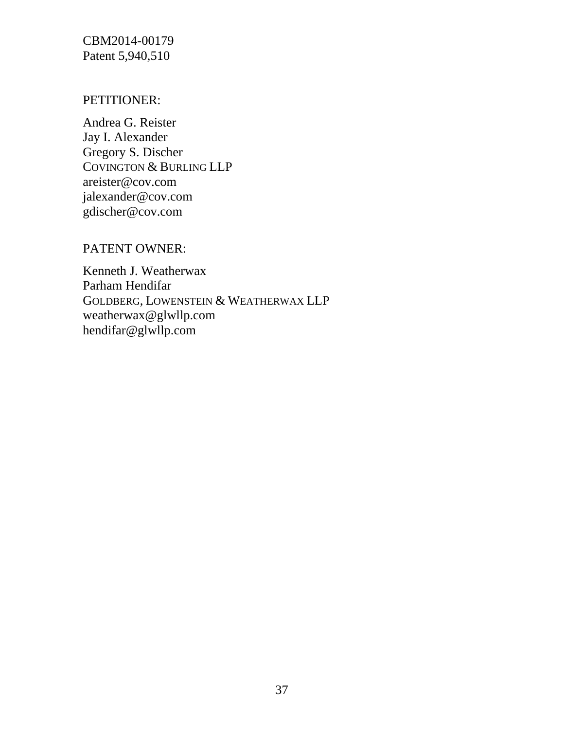PETITIONER:

Andrea G. Reister
Jay I. Alexander
Gregory S. Discher
COVINGTON & BURLING LLP
areister@cov.com
jalexander@cov.com
gdischer@cov.com

PATENT OWNER:

Kenneth J. Weatherwax
Parham Hendifar
GOLDBERG, LOWENSTEIN & WEATHERWAX LLP
weatherwax@glwllp.com
hendifar@glwllp.com